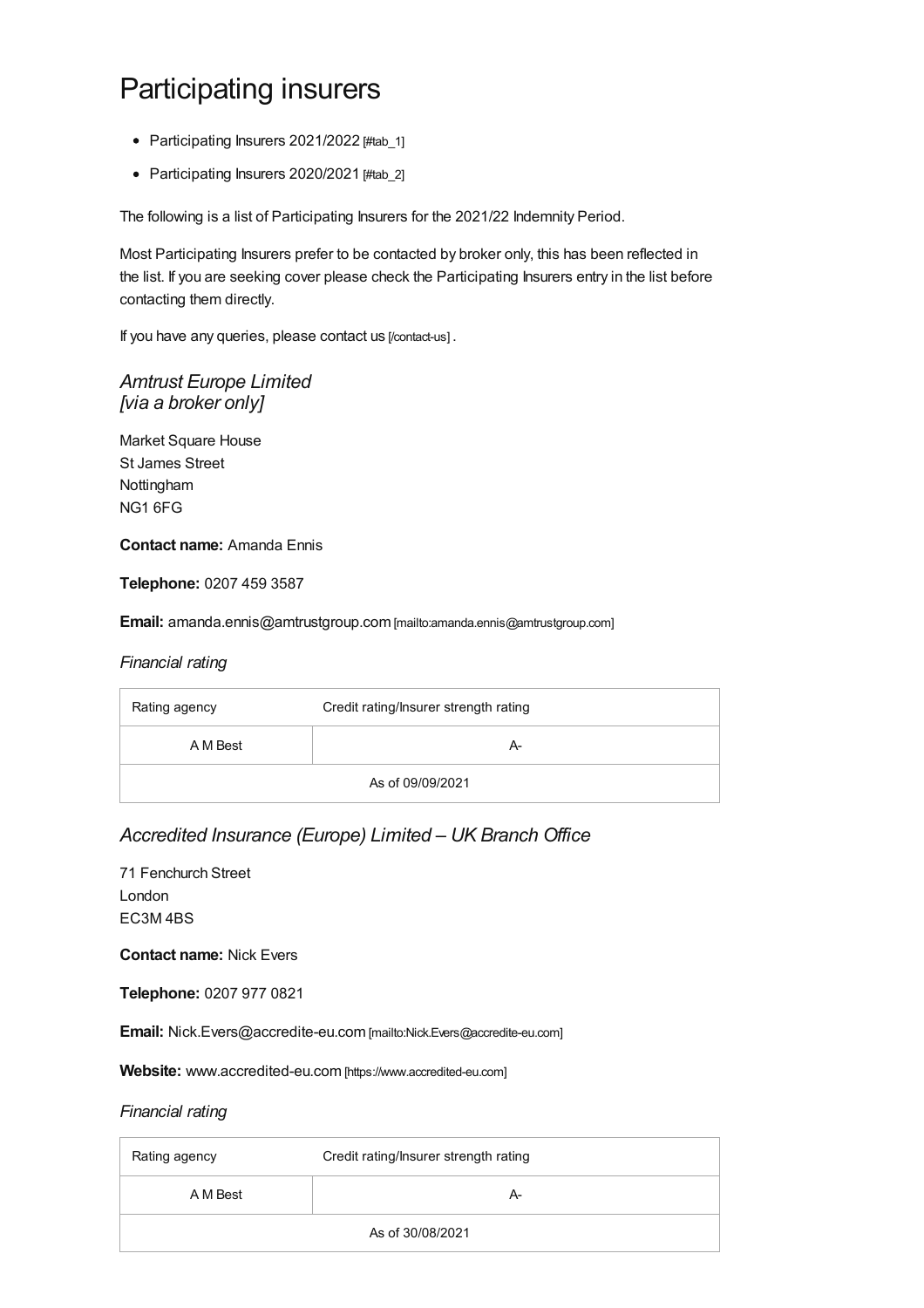# Participating insurers

- Participating Insurers 2021/2022 [#tab_1]
- Participating Insurers 2020/2021 [#tab_2]

The following is a list of Participating Insurers for the 2021/22 Indemnity Period.

Most Participating Insurers prefer to be contacted by broker only, this has been reflected in the list. If you are seeking cover please check the Participating Insurers entry in the list before contacting them directly.

If you have any queries, please contact us [/contact-us] .

### *Amtrust Europe Limited [via a broker only]*

Market Square House
St James Street
Nottingham
NG1 6FG

**Contact name:** Amanda Ennis

**Telephone:** 0207 459 3587

**Email:** amanda.ennis@amtrustgroup.com [mailto:amanda.ennis@amtrustgroup.com]

*Financial rating*

| Rating agency | Credit rating/Insurer strength rating |
|---|---|
| A M Best | A- |
| As of 09/09/2021 | |

### *Accredited Insurance (Europe) Limited – UK Branch Office*

71 Fenchurch Street
London
EC3M 4BS

**Contact name:** Nick Evers

**Telephone:** 0207 977 0821

**Email:** Nick.Evers@accredite-eu.com [mailto:Nick.Evers@accredite-eu.com]

**Website:** www.accredited-eu.com [https://www.accredited-eu.com]

*Financial rating*

| Rating agency | Credit rating/Insurer strength rating |
|---|---|
| A M Best | A- |
| As of 30/08/2021 | |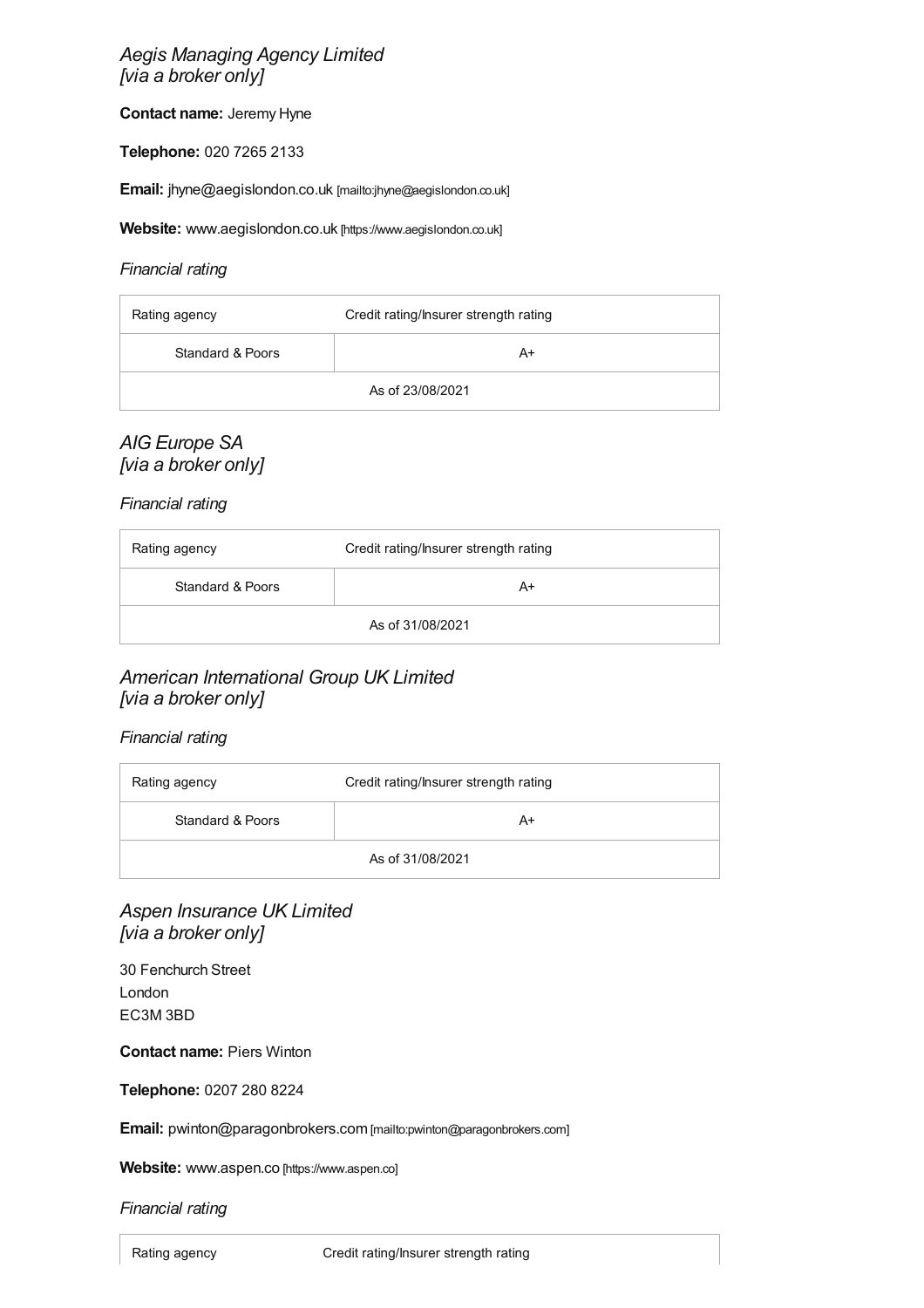### *Aegis Managing Agency Limited [via a broker only]*

**Contact name:** Jeremy Hyne

**Telephone:** 020 7265 2133

**Email:** jhyne@aegislondon.co.uk [mailto:jhyne@aegislondon.co.uk]

**Website:** www.aegislondon.co.uk [https://www.aegislondon.co.uk]

*Financial rating*

| Rating agency | Credit rating/Insurer strength rating |
| --- | --- |
| Standard & Poors | A+ |
| As of 23/08/2021 | |

### *AIG Europe SA [via a broker only]*

*Financial rating*

| Rating agency | Credit rating/Insurer strength rating |
| --- | --- |
| Standard & Poors | A+ |
| As of 31/08/2021 | |

### *American International Group UK Limited [via a broker only]*

*Financial rating*

| Rating agency | Credit rating/Insurer strength rating |
| --- | --- |
| Standard & Poors | A+ |
| As of 31/08/2021 | |

### *Aspen Insurance UK Limited [via a broker only]*

30 Fenchurch Street
London
EC3M 3BD

**Contact name:** Piers Winton

**Telephone:** 0207 280 8224

**Email:** pwinton@paragonbrokers.com [mailto:pwinton@paragonbrokers.com]

**Website:** www.aspen.co [https://www.aspen.co]

*Financial rating*

| Rating agency | Credit rating/Insurer strength rating |
| --- | --- |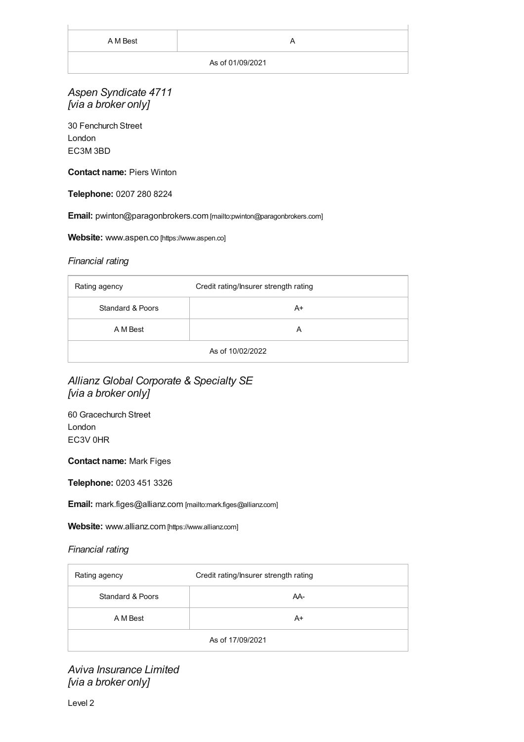| A M Best | A |
| --- | --- |
| As of 01/09/2021 | |

### *Aspen Syndicate 4711*
### *[via a broker only]*

30 Fenchurch Street
London
EC3M 3BD

**Contact name:** Piers Winton

**Telephone:** 0207 280 8224

**Email:** pwinton@paragonbrokers.com [mailto:pwinton@paragonbrokers.com]

**Website:** www.aspen.co [https://www.aspen.co]

*Financial rating*

| Rating agency | Credit rating/Insurer strength rating |
| --- | --- |
| Standard & Poors | A+ |
| A M Best | A |
| As of 10/02/2022 | |

### *Allianz Global Corporate & Specialty SE*
### *[via a broker only]*

60 Gracechurch Street
London
EC3V 0HR

**Contact name:** Mark Figes

**Telephone:** 0203 451 3326

**Email:** mark.figes@allianz.com [mailto:mark.figes@allianz.com]

**Website:** www.allianz.com [https://www.allianz.com]

*Financial rating*

| Rating agency | Credit rating/Insurer strength rating |
| --- | --- |
| Standard & Poors | AA- |
| A M Best | A+ |
| As of 17/09/2021 | |

### *Aviva Insurance Limited*
### *[via a broker only]*

Level 2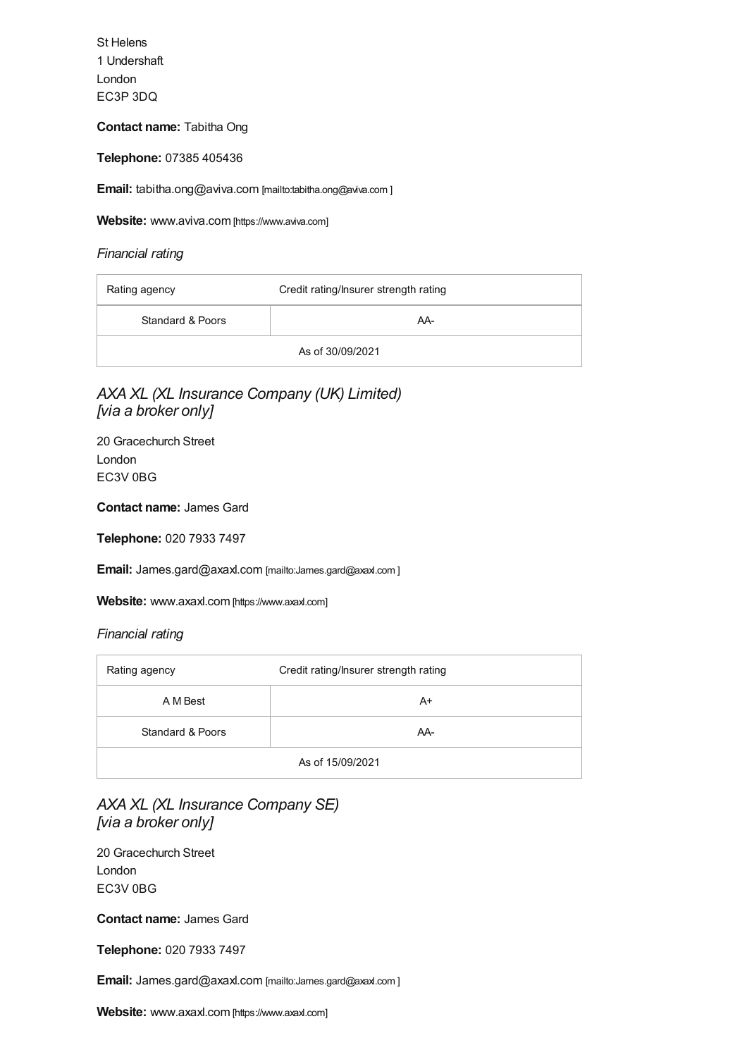St Helens
1 Undershaft
London
EC3P 3DQ

**Contact name:** Tabitha Ong

**Telephone:** 07385 405436

**Email:** tabitha.ong@aviva.com [mailto:tabitha.ong@aviva.com ]

**Website:** www.aviva.com [https://www.aviva.com]

*Financial rating*

| Rating agency | Credit rating/Insurer strength rating |
|---|---|
| Standard & Poors | AA- |
| As of 30/09/2021 | |

### *AXA XL (XL Insurance Company (UK) Limited) [via a broker only]*

20 Gracechurch Street
London
EC3V 0BG

**Contact name:** James Gard

**Telephone:** 020 7933 7497

**Email:** James.gard@axaxl.com [mailto:James.gard@axaxl.com ]

**Website:** www.axaxl.com [https://www.axaxl.com]

*Financial rating*

| Rating agency | Credit rating/Insurer strength rating |
|---|---|
| A M Best | A+ |
| Standard & Poors | AA- |
| As of 15/09/2021 | |

### *AXA XL (XL Insurance Company SE) [via a broker only]*

20 Gracechurch Street
London
EC3V 0BG

**Contact name:** James Gard

**Telephone:** 020 7933 7497

**Email:** James.gard@axaxl.com [mailto:James.gard@axaxl.com ]

**Website:** www.axaxl.com [https://www.axaxl.com]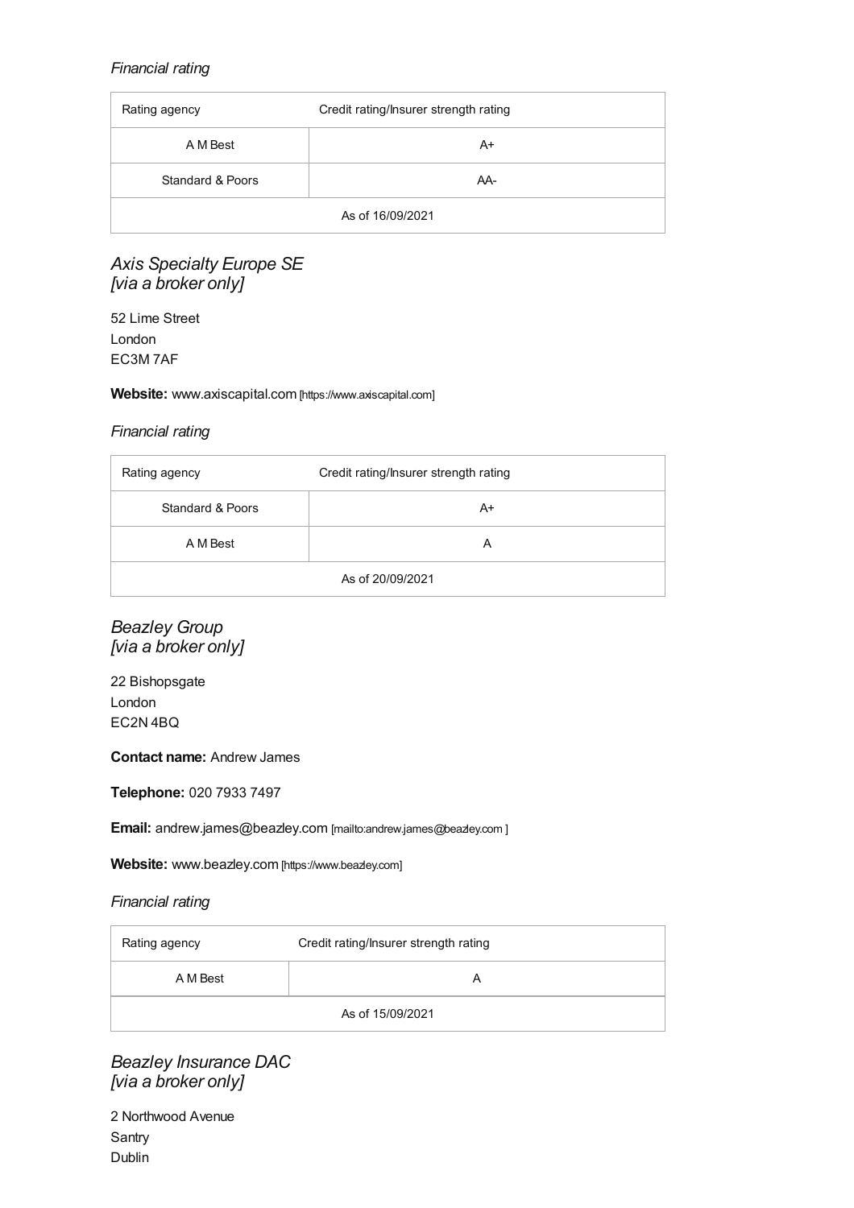*Financial rating*

| Rating agency | Credit rating/Insurer strength rating |
|---|---|
| A M Best | A+ |
| Standard & Poors | AA- |
| As of 16/09/2021 | |

### *Axis Specialty Europe SE [via a broker only]*

52 Lime Street
London
EC3M 7AF

**Website:** www.axiscapital.com [https://www.axiscapital.com]

*Financial rating*

| Rating agency | Credit rating/Insurer strength rating |
|---|---|
| Standard & Poors | A+ |
| A M Best | A |
| As of 20/09/2021 | |

### *Beazley Group [via a broker only]*

22 Bishopsgate
London
EC2N 4BQ

**Contact name:** Andrew James

**Telephone:** 020 7933 7497

**Email:** andrew.james@beazley.com [mailto:andrew.james@beazley.com ]

**Website:** www.beazley.com [https://www.beazley.com]

*Financial rating*

| Rating agency | Credit rating/Insurer strength rating |
|---|---|
| A M Best | A |
| As of 15/09/2021 | |

### *Beazley Insurance DAC [via a broker only]*

2 Northwood Avenue
Santry
Dublin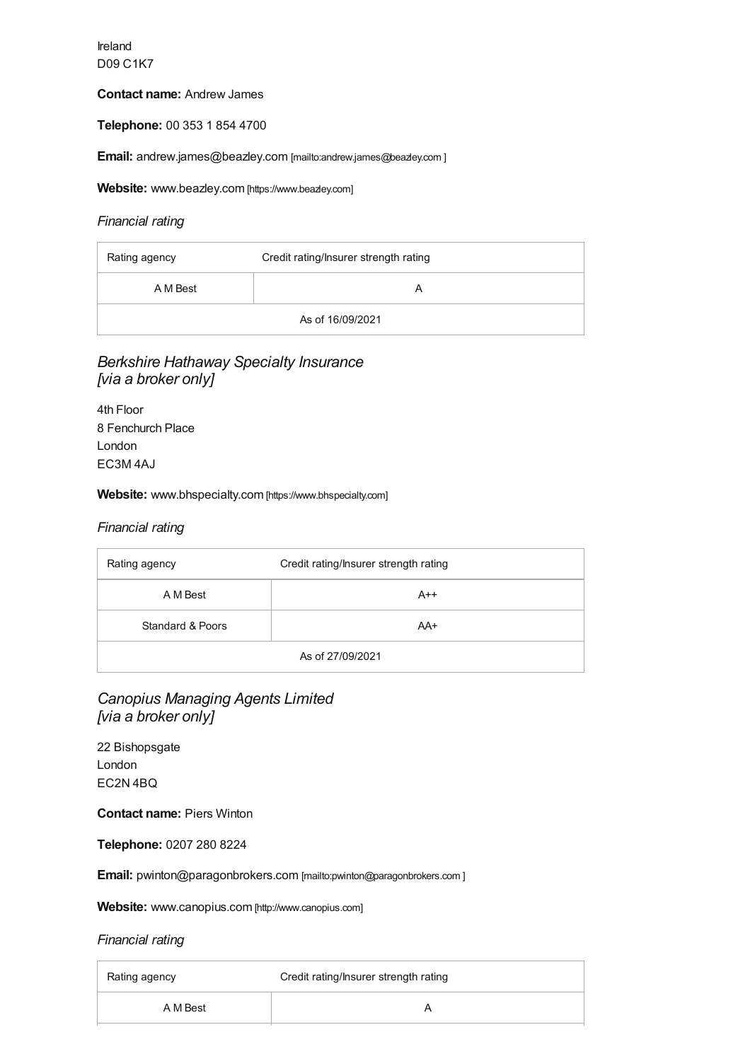Ireland
D09 C1K7

**Contact name:** Andrew James

**Telephone:** 00 353 1 854 4700

**Email:** andrew.james@beazley.com [mailto:andrew.james@beazley.com ]

**Website:** www.beazley.com [https://www.beazley.com]

*Financial rating*

| Rating agency | Credit rating/Insurer strength rating |
|---|---|
| A M Best | A |
| As of 16/09/2021 | |

### *Berkshire Hathaway Specialty Insurance [via a broker only]*

4th Floor
8 Fenchurch Place
London
EC3M 4AJ

**Website:** www.bhspecialty.com [https://www.bhspecialty.com]

*Financial rating*

| Rating agency | Credit rating/Insurer strength rating |
|---|---|
| A M Best | A++ |
| Standard & Poors | AA+ |
| As of 27/09/2021 | |

### *Canopius Managing Agents Limited [via a broker only]*

22 Bishopsgate
London
EC2N 4BQ

**Contact name:** Piers Winton

**Telephone:** 0207 280 8224

**Email:** pwinton@paragonbrokers.com [mailto:pwinton@paragonbrokers.com ]

**Website:** www.canopius.com [http://www.canopius.com]

*Financial rating*

| Rating agency | Credit rating/Insurer strength rating |
|---|---|
| A M Best | A |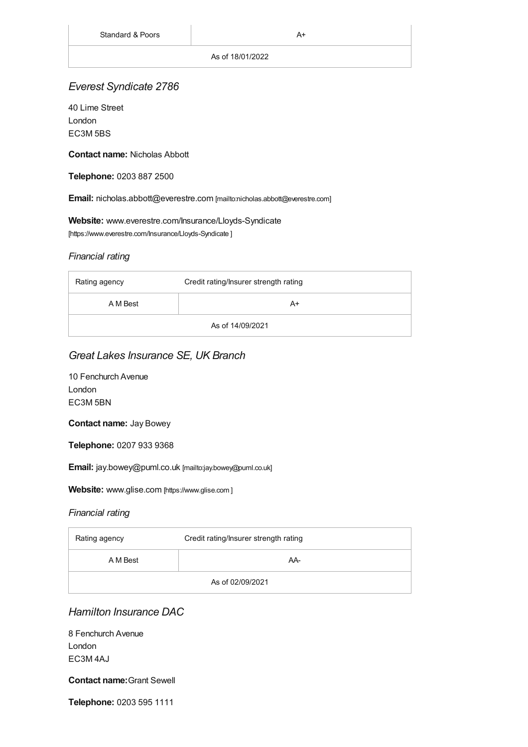| Standard & Poors | A+ |
| --- | --- |
| As of 18/01/2022 | |

### *Everest Syndicate 2786*

40 Lime Street
London
EC3M 5BS

**Contact name:** Nicholas Abbott

**Telephone:** 0203 887 2500

**Email:** nicholas.abbott@everestre.com [mailto:nicholas.abbott@everestre.com]

**Website:** www.everestre.com/Insurance/Lloyds-Syndicate [https://www.everestre.com/Insurance/Lloyds-Syndicate ]

#### *Financial rating*

| Rating agency | Credit rating/Insurer strength rating |
| --- | --- |
| A M Best | A+ |
| As of 14/09/2021 | |

### *Great Lakes Insurance SE, UK Branch*

10 Fenchurch Avenue
London
EC3M 5BN

**Contact name:** Jay Bowey

**Telephone:** 0207 933 9368

**Email:** jay.bowey@puml.co.uk [mailto:jay.bowey@puml.co.uk]

**Website:** www.glise.com [https://www.glise.com ]

#### *Financial rating*

| Rating agency | Credit rating/Insurer strength rating |
| --- | --- |
| A M Best | AA- |
| As of 02/09/2021 | |

### *Hamilton Insurance DAC*

8 Fenchurch Avenue
London
EC3M 4AJ

**Contact name:** Grant Sewell

**Telephone:** 0203 595 1111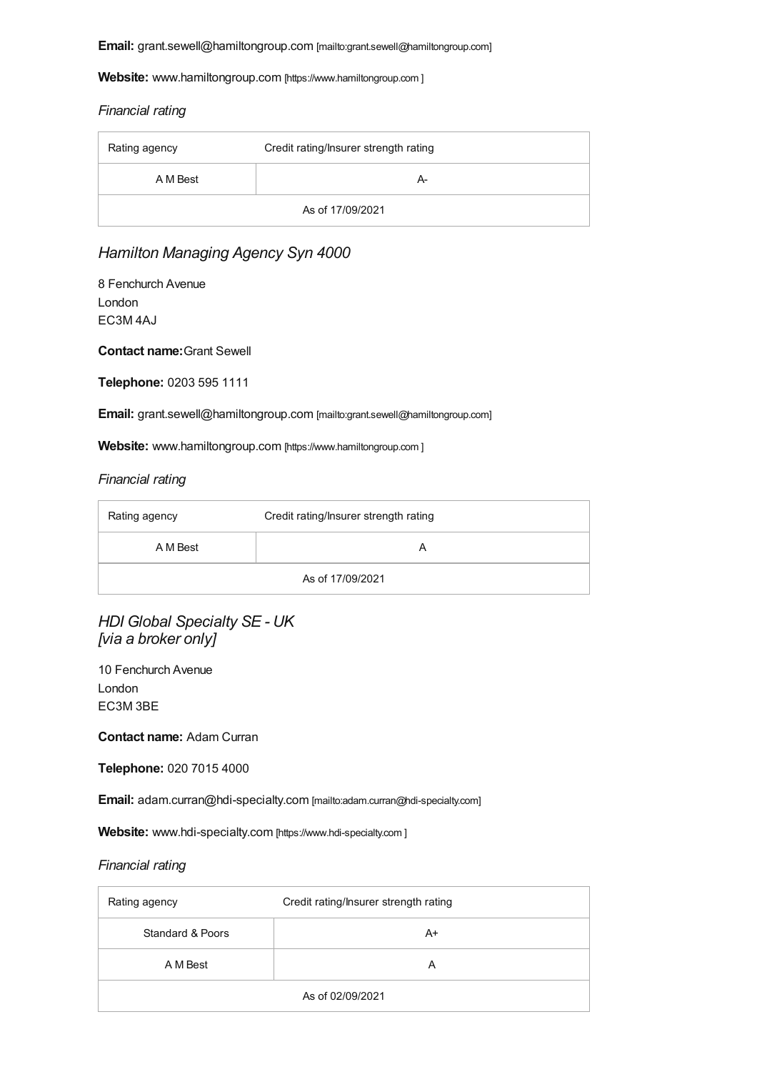**Email:** grant.sewell@hamiltongroup.com [mailto:grant.sewell@hamiltongroup.com]

**Website:** www.hamiltongroup.com [https://www.hamiltongroup.com ]

*Financial rating*

| Rating agency | Credit rating/Insurer strength rating |
| --- | --- |
| A M Best | A- |
| As of 17/09/2021 | |

## *Hamilton Managing Agency Syn 4000*

8 Fenchurch Avenue
London
EC3M 4AJ

**Contact name:** Grant Sewell

**Telephone:** 0203 595 1111

**Email:** grant.sewell@hamiltongroup.com [mailto:grant.sewell@hamiltongroup.com]

**Website:** www.hamiltongroup.com [https://www.hamiltongroup.com ]

*Financial rating*

| Rating agency | Credit rating/Insurer strength rating |
| --- | --- |
| A M Best | A |
| As of 17/09/2021 | |

## *HDI Global Specialty SE - UK [via a broker only]*

10 Fenchurch Avenue
London
EC3M 3BE

**Contact name:** Adam Curran

**Telephone:** 020 7015 4000

**Email:** adam.curran@hdi-specialty.com [mailto:adam.curran@hdi-specialty.com]

**Website:** www.hdi-specialty.com [https://www.hdi-specialty.com ]

*Financial rating*

| Rating agency | Credit rating/Insurer strength rating |
| --- | --- |
| Standard & Poors | A+ |
| A M Best | A |
| As of 02/09/2021 | |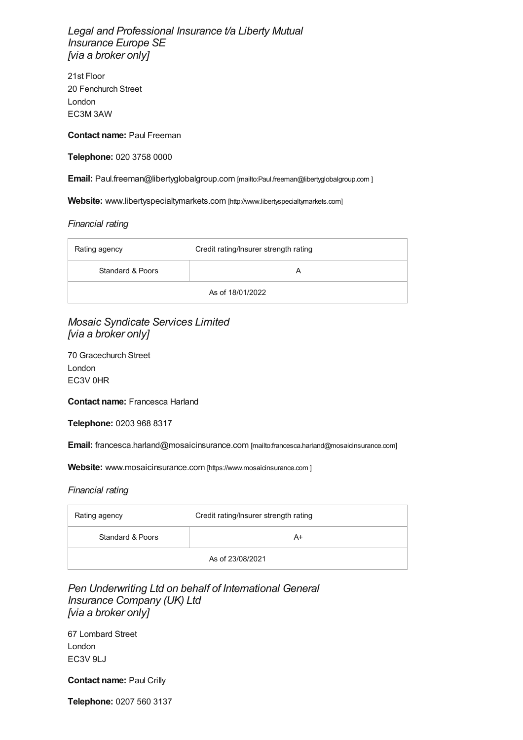### *Legal and Professional Insurance t/a Liberty Mutual Insurance Europe SE [via a broker only]*

21st Floor
20 Fenchurch Street
London
EC3M 3AW

**Contact name:** Paul Freeman

**Telephone:** 020 3758 0000

**Email:** Paul.freeman@libertyglobalgroup.com [mailto:Paul.freeman@libertyglobalgroup.com ]

**Website:** www.libertyspecialtymarkets.com [http://www.libertyspecialtymarkets.com]

*Financial rating*

| Rating agency | Credit rating/Insurer strength rating |
| --- | --- |
| Standard & Poors | A |
| As of 18/01/2022 | |

### *Mosaic Syndicate Services Limited [via a broker only]*

70 Gracechurch Street
London
EC3V 0HR

**Contact name:** Francesca Harland

**Telephone:** 0203 968 8317

**Email:** francesca.harland@mosaicinsurance.com [mailto:francesca.harland@mosaicinsurance.com]

**Website:** www.mosaicinsurance.com [https://www.mosaicinsurance.com ]

*Financial rating*

| Rating agency | Credit rating/Insurer strength rating |
| --- | --- |
| Standard & Poors | A+ |
| As of 23/08/2021 | |

### *Pen Underwriting Ltd on behalf of International General Insurance Company (UK) Ltd [via a broker only]*

67 Lombard Street
London
EC3V 9LJ

**Contact name:** Paul Crilly

**Telephone:** 0207 560 3137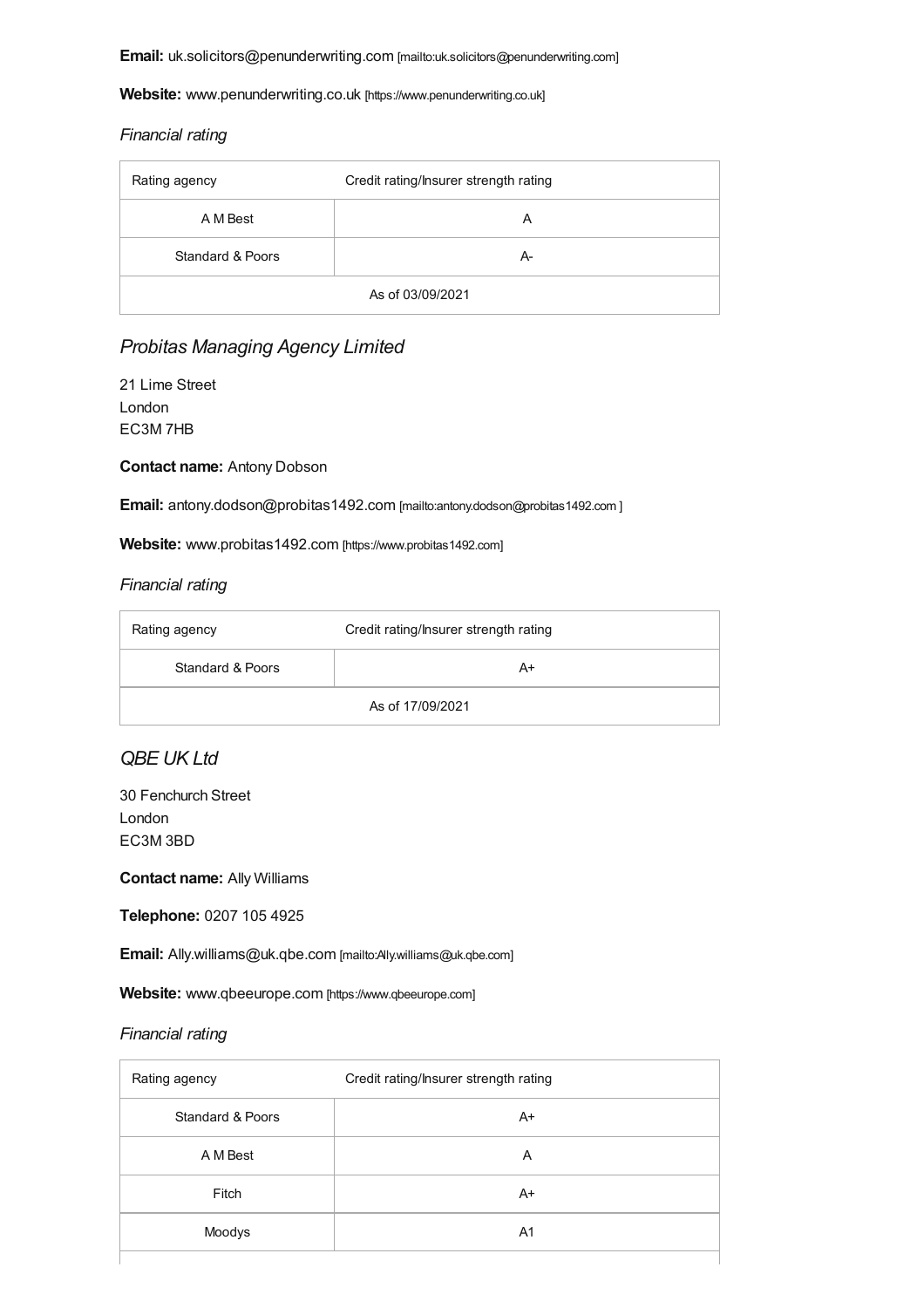**Email:** uk.solicitors@penunderwriting.com [mailto:uk.solicitors@penunderwriting.com]

**Website:** www.penunderwriting.co.uk [https://www.penunderwriting.co.uk]

*Financial rating*

| Rating agency | Credit rating/Insurer strength rating |
|---|---|
| A M Best | A |
| Standard & Poors | A- |
| As of 03/09/2021 | |

## *Probitas Managing Agency Limited*

21 Lime Street
London
EC3M 7HB

**Contact name:** Antony Dobson

**Email:** antony.dodson@probitas1492.com [mailto:antony.dodson@probitas1492.com ]

**Website:** www.probitas1492.com [https://www.probitas1492.com]

*Financial rating*

| Rating agency | Credit rating/Insurer strength rating |
|---|---|
| Standard & Poors | A+ |
| As of 17/09/2021 | |

## *QBE UK Ltd*

30 Fenchurch Street
London
EC3M 3BD

**Contact name:** Ally Williams

**Telephone:** 0207 105 4925

**Email:** Ally.williams@uk.qbe.com [mailto:Ally.williams@uk.qbe.com]

**Website:** www.qbeeurope.com [https://www.qbeeurope.com]

*Financial rating*

| Rating agency | Credit rating/Insurer strength rating |
|---|---|
| Standard & Poors | A+ |
| A M Best | A |
| Fitch | A+ |
| Moodys | A1 |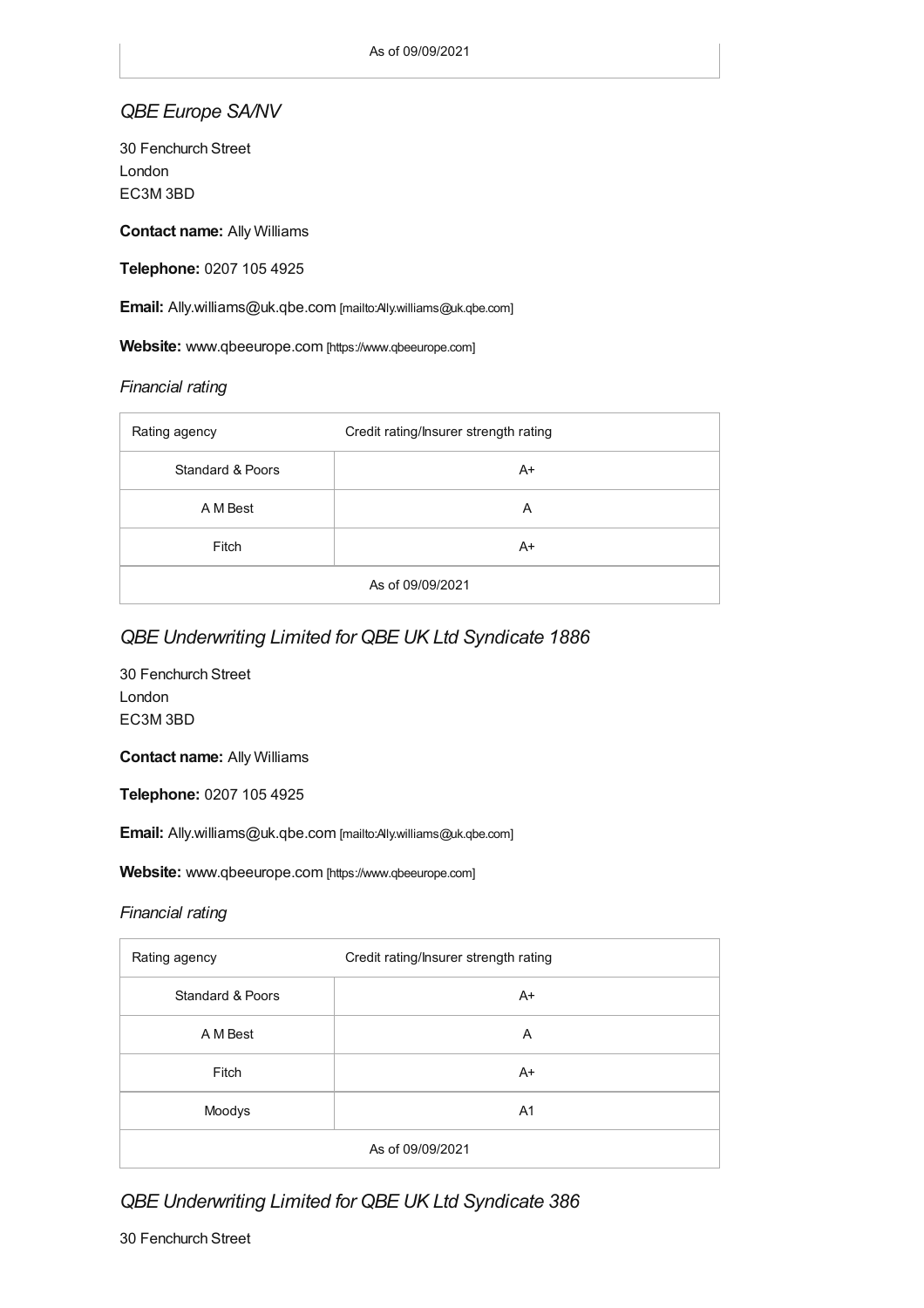As of 09/09/2021

*QBE Europe SA/NV*

30 Fenchurch Street
London
EC3M 3BD

**Contact name:** Ally Williams

**Telephone:** 0207 105 4925

**Email:** Ally.williams@uk.qbe.com [mailto:Ally.williams@uk.qbe.com]

**Website:** www.qbeeurope.com [https://www.qbeeurope.com]

*Financial rating*

| Rating agency | Credit rating/Insurer strength rating |
|---|---|
| Standard & Poors | A+ |
| A M Best | A |
| Fitch | A+ |
| As of 09/09/2021 | |

*QBE Underwriting Limited for QBE UK Ltd Syndicate 1886*

30 Fenchurch Street
London
EC3M 3BD

**Contact name:** Ally Williams

**Telephone:** 0207 105 4925

**Email:** Ally.williams@uk.qbe.com [mailto:Ally.williams@uk.qbe.com]

**Website:** www.qbeeurope.com [https://www.qbeeurope.com]

*Financial rating*

| Rating agency | Credit rating/Insurer strength rating |
|---|---|
| Standard & Poors | A+ |
| A M Best | A |
| Fitch | A+ |
| Moodys | A1 |
| As of 09/09/2021 | |

*QBE Underwriting Limited for QBE UK Ltd Syndicate 386*

30 Fenchurch Street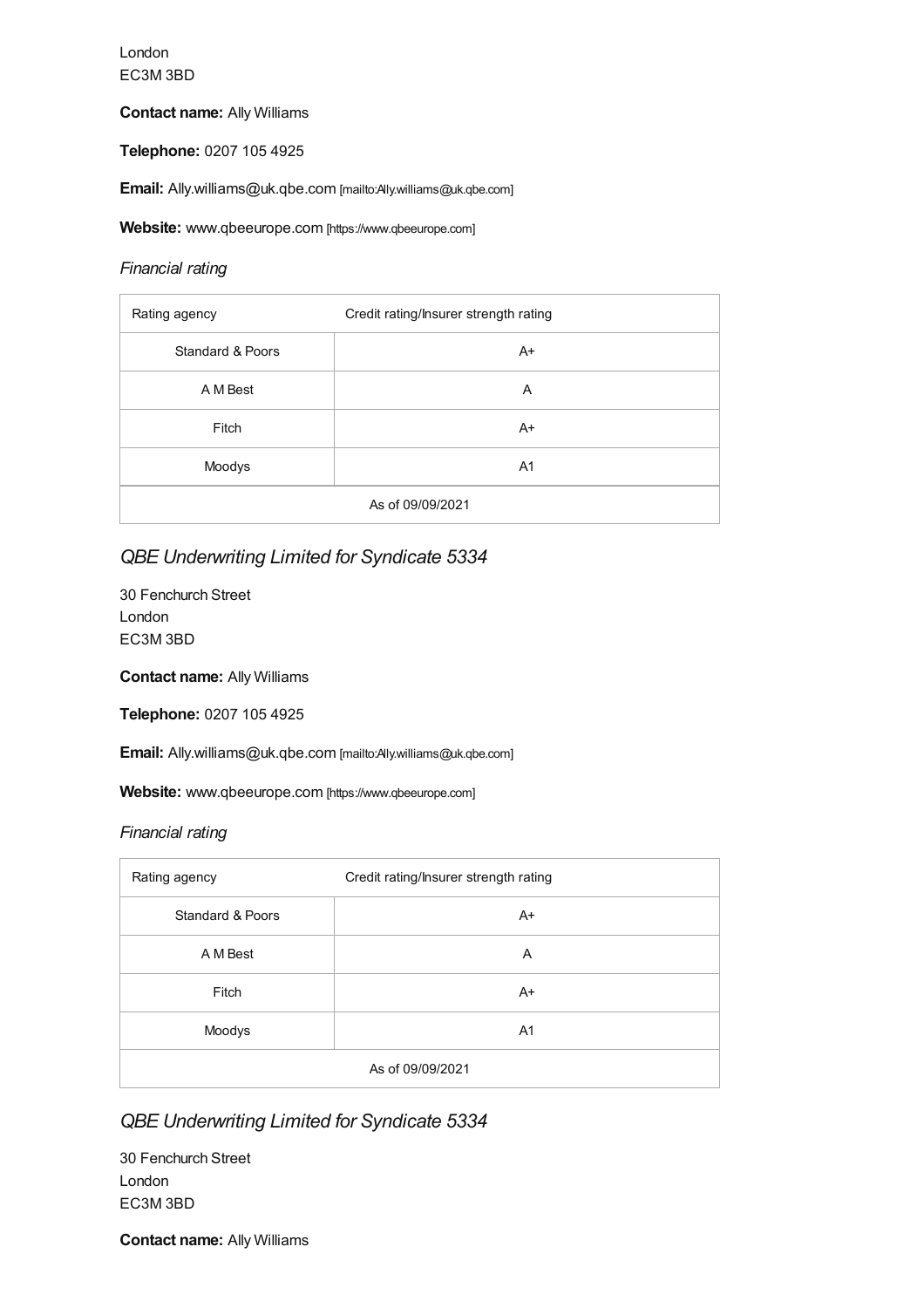London
EC3M 3BD

**Contact name:** Ally Williams

**Telephone:** 0207 105 4925

**Email:** Ally.williams@uk.qbe.com [mailto:Ally.williams@uk.qbe.com]

**Website:** www.qbeeurope.com [https://www.qbeeurope.com]

*Financial rating*

| Rating agency | Credit rating/Insurer strength rating |
| --- | --- |
| Standard & Poors | A+ |
| A M Best | A |
| Fitch | A+ |
| Moodys | A1 |
| As of 09/09/2021 | |

## *QBE Underwriting Limited for Syndicate 5334*

30 Fenchurch Street
London
EC3M 3BD

**Contact name:** Ally Williams

**Telephone:** 0207 105 4925

**Email:** Ally.williams@uk.qbe.com [mailto:Ally.williams@uk.qbe.com]

**Website:** www.qbeeurope.com [https://www.qbeeurope.com]

*Financial rating*

| Rating agency | Credit rating/Insurer strength rating |
| --- | --- |
| Standard & Poors | A+ |
| A M Best | A |
| Fitch | A+ |
| Moodys | A1 |
| As of 09/09/2021 | |

## *QBE Underwriting Limited for Syndicate 5334*

30 Fenchurch Street
London
EC3M 3BD

**Contact name:** Ally Williams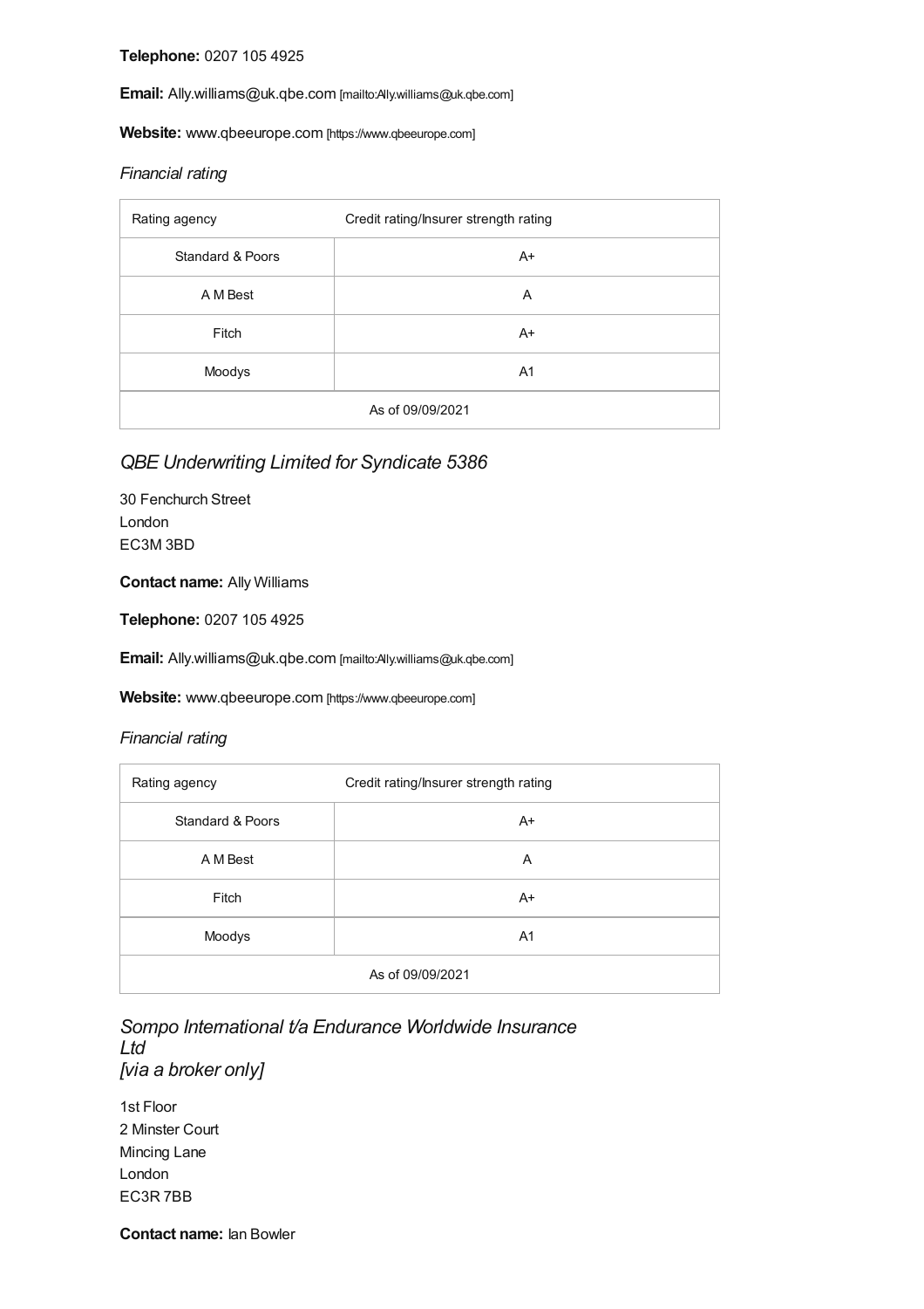**Telephone:** 0207 105 4925

**Email:** Ally.williams@uk.qbe.com [mailto:Ally.williams@uk.qbe.com]

**Website:** www.qbeeurope.com [https://www.qbeeurope.com]

*Financial rating*

| Rating agency | Credit rating/Insurer strength rating |
|---|---|
| Standard & Poors | A+ |
| A M Best | A |
| Fitch | A+ |
| Moodys | A1 |
| As of 09/09/2021 | |

### *QBE Underwriting Limited for Syndicate 5386*

30 Fenchurch Street
London
EC3M 3BD

**Contact name:** Ally Williams

**Telephone:** 0207 105 4925

**Email:** Ally.williams@uk.qbe.com [mailto:Ally.williams@uk.qbe.com]

**Website:** www.qbeeurope.com [https://www.qbeeurope.com]

*Financial rating*

| Rating agency | Credit rating/Insurer strength rating |
|---|---|
| Standard & Poors | A+ |
| A M Best | A |
| Fitch | A+ |
| Moodys | A1 |
| As of 09/09/2021 | |

### *Sompo International t/a Endurance Worldwide Insurance Ltd [via a broker only]*

1st Floor
2 Minster Court
Mincing Lane
London
EC3R 7BB

**Contact name:** Ian Bowler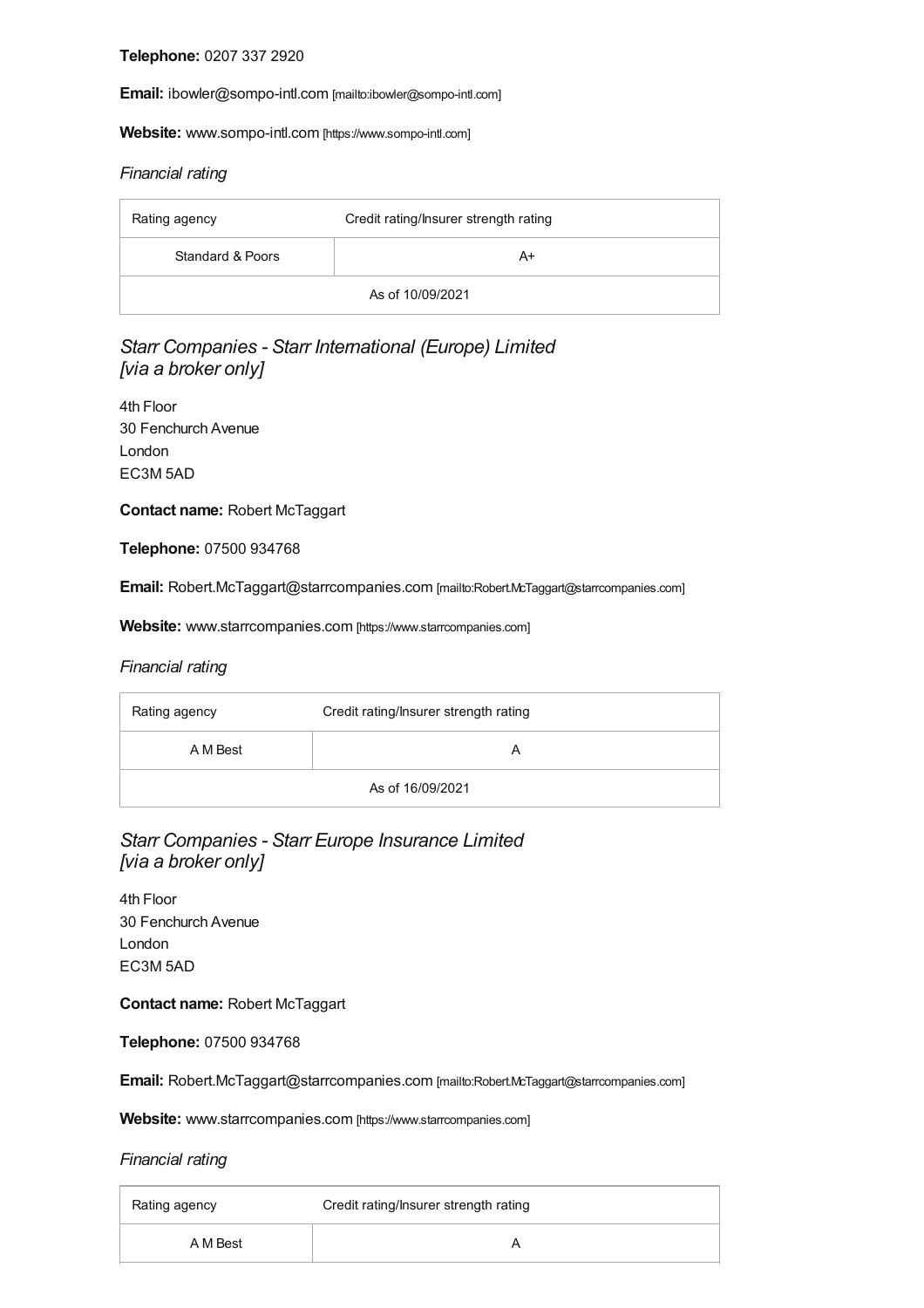**Telephone:** 0207 337 2920

**Email:** ibowler@sompo-intl.com [mailto:ibowler@sompo-intl.com]

**Website:** www.sompo-intl.com [https://www.sompo-intl.com]

*Financial rating*

| Rating agency | Credit rating/Insurer strength rating |
|---|---|
| Standard & Poors | A+ |
| As of 10/09/2021 | |

## *Starr Companies - Starr International (Europe) Limited [via a broker only]*

4th Floor
30 Fenchurch Avenue
London
EC3M 5AD

**Contact name:** Robert McTaggart

**Telephone:** 07500 934768

**Email:** Robert.McTaggart@starrcompanies.com [mailto:Robert.McTaggart@starrcompanies.com]

**Website:** www.starrcompanies.com [https://www.starrcompanies.com]

*Financial rating*

| Rating agency | Credit rating/Insurer strength rating |
|---|---|
| A M Best | A |
| As of 16/09/2021 | |

## *Starr Companies - Starr Europe Insurance Limited [via a broker only]*

4th Floor
30 Fenchurch Avenue
London
EC3M 5AD

**Contact name:** Robert McTaggart

**Telephone:** 07500 934768

**Email:** Robert.McTaggart@starrcompanies.com [mailto:Robert.McTaggart@starrcompanies.com]

**Website:** www.starrcompanies.com [https://www.starrcompanies.com]

*Financial rating*

| Rating agency | Credit rating/Insurer strength rating |
|---|---|
| A M Best | A |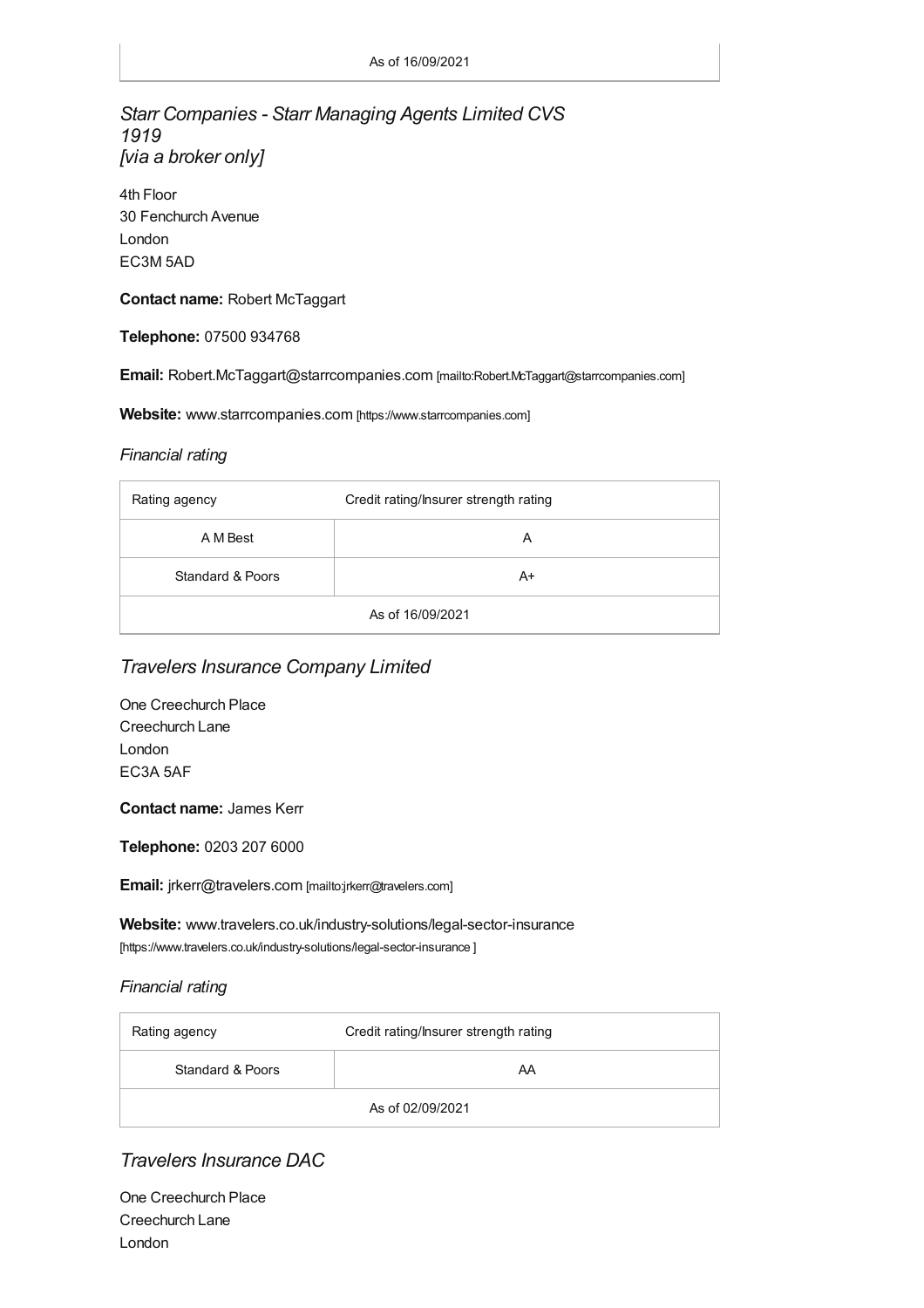As of 16/09/2021

## *Starr Companies - Starr Managing Agents Limited CVS 1919 [via a broker only]*

4th Floor
30 Fenchurch Avenue
London
EC3M 5AD

**Contact name:** Robert McTaggart

**Telephone:** 07500 934768

**Email:** Robert.McTaggart@starrcompanies.com [mailto:Robert.McTaggart@starrcompanies.com]

**Website:** www.starrcompanies.com [https://www.starrcompanies.com]

### *Financial rating*

| Rating agency | Credit rating/Insurer strength rating |
|---|---|
| A M Best | A |
| Standard & Poors | A+ |
| As of 16/09/2021 | |

## *Travelers Insurance Company Limited*

One Creechurch Place
Creechurch Lane
London
EC3A 5AF

**Contact name:** James Kerr

**Telephone:** 0203 207 6000

**Email:** jrkerr@travelers.com [mailto:jrkerr@travelers.com]

**Website:** www.travelers.co.uk/industry-solutions/legal-sector-insurance
[https://www.travelers.co.uk/industry-solutions/legal-sector-insurance ]

### *Financial rating*

| Rating agency | Credit rating/Insurer strength rating |
|---|---|
| Standard & Poors | AA |
| As of 02/09/2021 | |

## *Travelers Insurance DAC*

One Creechurch Place
Creechurch Lane
London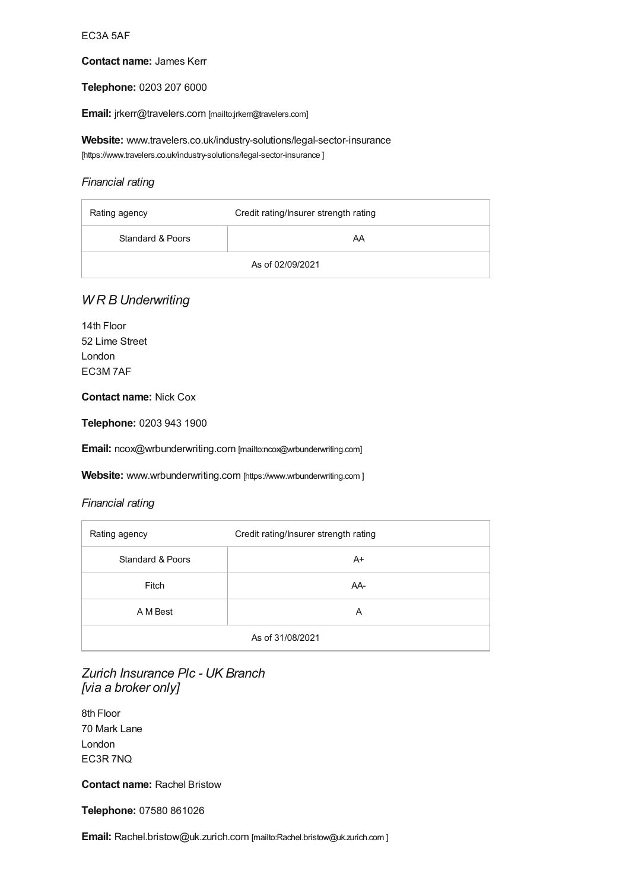EC3A 5AF

**Contact name:** James Kerr

**Telephone:** 0203 207 6000

**Email:** jrkerr@travelers.com [mailto:jrkerr@travelers.com]

**Website:** www.travelers.co.uk/industry-solutions/legal-sector-insurance [https://www.travelers.co.uk/industry-solutions/legal-sector-insurance ]

*Financial rating*

| Rating agency | Credit rating/Insurer strength rating |
|---|---|
| Standard & Poors | AA |
| As of 02/09/2021 | |

## *W R B Underwriting*

14th Floor
52 Lime Street
London
EC3M 7AF

**Contact name:** Nick Cox

**Telephone:** 0203 943 1900

**Email:** ncox@wrbunderwriting.com [mailto:ncox@wrbunderwriting.com]

**Website:** www.wrbunderwriting.com [https://www.wrbunderwriting.com ]

*Financial rating*

| Rating agency | Credit rating/Insurer strength rating |
|---|---|
| Standard & Poors | A+ |
| Fitch | AA- |
| A M Best | A |
| As of 31/08/2021 | |

## *Zurich Insurance Plc - UK Branch [via a broker only]*

8th Floor
70 Mark Lane
London
EC3R 7NQ

**Contact name:** Rachel Bristow

**Telephone:** 07580 861026

**Email:** Rachel.bristow@uk.zurich.com [mailto:Rachel.bristow@uk.zurich.com ]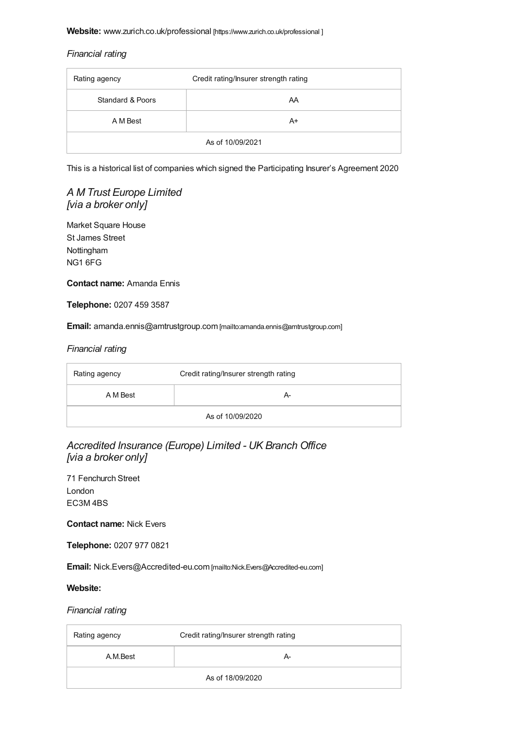**Website:** www.zurich.co.uk/professional [https://www.zurich.co.uk/professional ]

*Financial rating*

| Rating agency | Credit rating/Insurer strength rating |
| --- | --- |
| Standard & Poors | AA |
| A M Best | A+ |
| As of 10/09/2021 | |

This is a historical list of companies which signed the Participating Insurer's Agreement 2020

## *A M Trust Europe Limited [via a broker only]*

Market Square House
St James Street
Nottingham
NG1 6FG

**Contact name:** Amanda Ennis

**Telephone:** 0207 459 3587

**Email:** amanda.ennis@amtrustgroup.com [mailto:amanda.ennis@amtrustgroup.com]

*Financial rating*

| Rating agency | Credit rating/Insurer strength rating |
| --- | --- |
| A M Best | A- |
| As of 10/09/2020 | |

## *Accredited Insurance (Europe) Limited - UK Branch Office [via a broker only]*

71 Fenchurch Street
London
EC3M 4BS

**Contact name:** Nick Evers

**Telephone:** 0207 977 0821

**Email:** Nick.Evers@Accredited-eu.com [mailto:Nick.Evers@Accredited-eu.com]

**Website:**

*Financial rating*

| Rating agency | Credit rating/Insurer strength rating |
| --- | --- |
| A.M.Best | A- |
| As of 18/09/2020 | |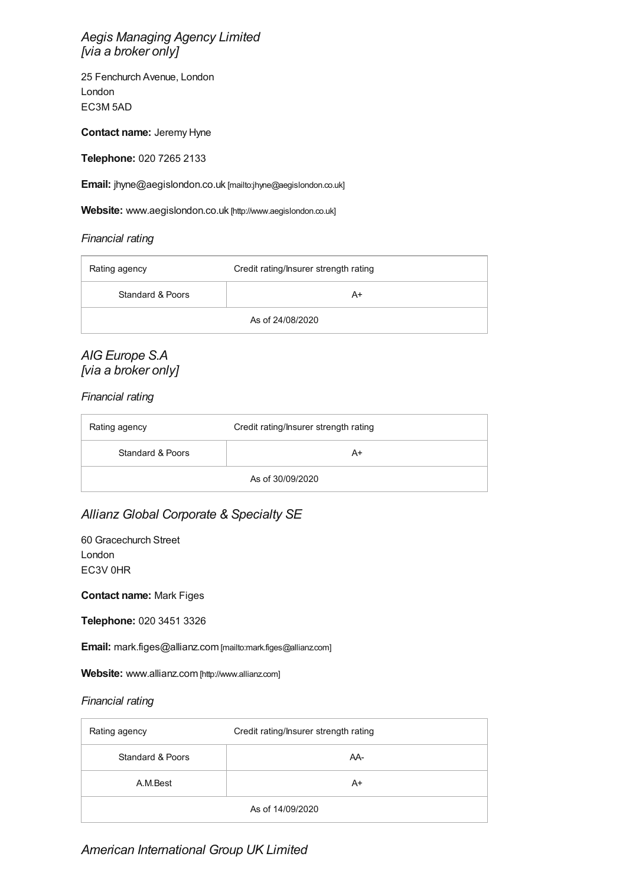## *Aegis Managing Agency Limited [via a broker only]*

25 Fenchurch Avenue, London
London
EC3M 5AD

**Contact name:** Jeremy Hyne

**Telephone:** 020 7265 2133

**Email:** jhyne@aegislondon.co.uk [mailto:jhyne@aegislondon.co.uk]

**Website:** www.aegislondon.co.uk [http://www.aegislondon.co.uk]

*Financial rating*

| Rating agency | Credit rating/Insurer strength rating |
|---|---|
| Standard & Poors | A+ |
| As of 24/08/2020 | |

## *AIG Europe S.A [via a broker only]*

*Financial rating*

| Rating agency | Credit rating/Insurer strength rating |
|---|---|
| Standard & Poors | A+ |
| As of 30/09/2020 | |

## *Allianz Global Corporate & Specialty SE*

60 Gracechurch Street
London
EC3V 0HR

**Contact name:** Mark Figes

**Telephone:** 020 3451 3326

**Email:** mark.figes@allianz.com [mailto:mark.figes@allianz.com]

**Website:** www.allianz.com [http://www.allianz.com]

*Financial rating*

| Rating agency | Credit rating/Insurer strength rating |
|---|---|
| Standard & Poors | AA- |
| A.M.Best | A+ |
| As of 14/09/2020 | |

## *American International Group UK Limited*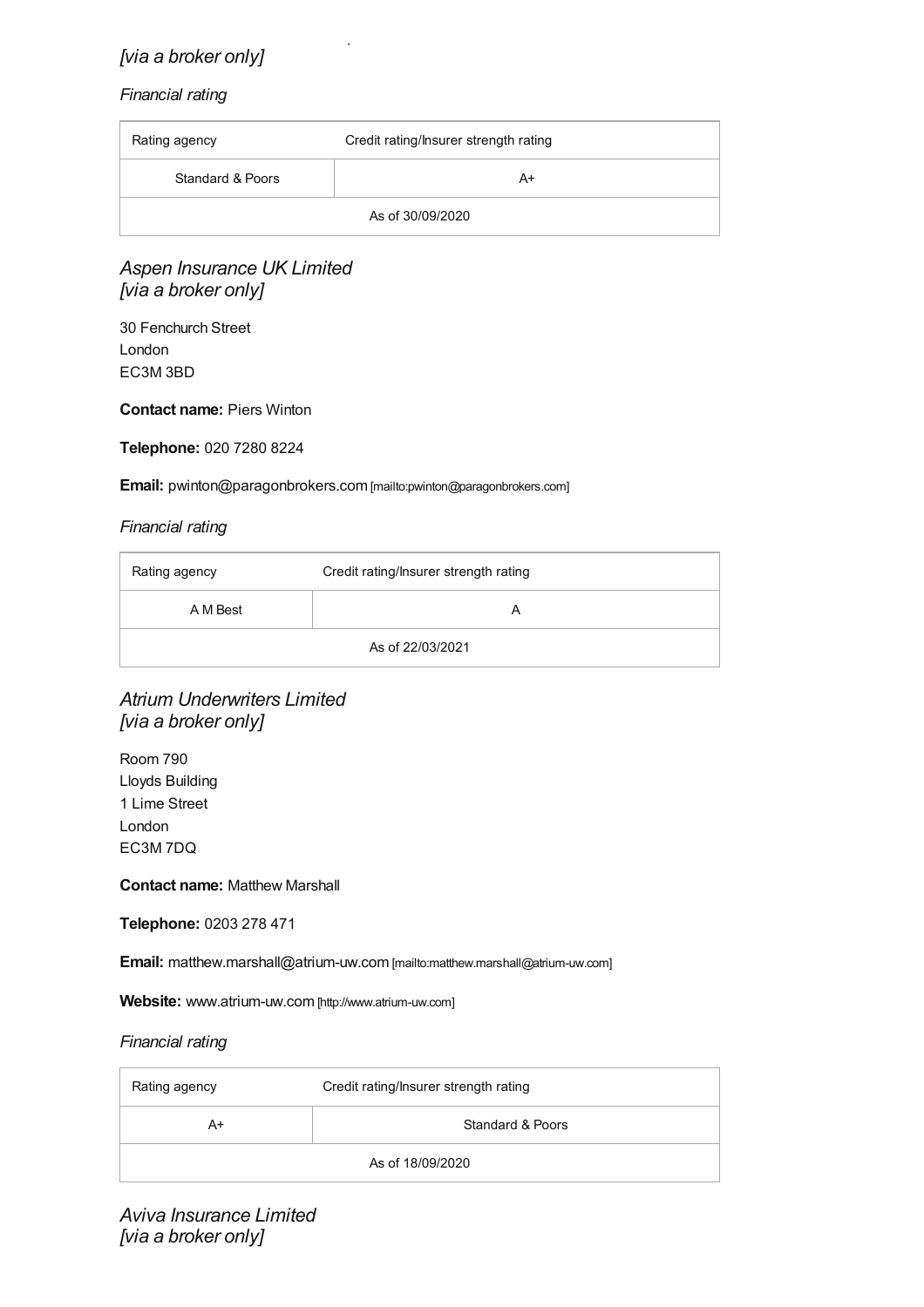*[via a broker only]*

*Financial rating*

| Rating agency | Credit rating/Insurer strength rating |
|---|---|
| Standard & Poors | A+ |
| As of 30/09/2020 | |

## *Aspen Insurance UK Limited [via a broker only]*

30 Fenchurch Street
London
EC3M 3BD

**Contact name:** Piers Winton

**Telephone:** 020 7280 8224

**Email:** pwinton@paragonbrokers.com [mailto:pwinton@paragonbrokers.com]

*Financial rating*

| Rating agency | Credit rating/Insurer strength rating |
|---|---|
| A M Best | A |
| As of 22/03/2021 | |

## *Atrium Underwriters Limited [via a broker only]*

Room 790
Lloyds Building
1 Lime Street
London
EC3M 7DQ

**Contact name:** Matthew Marshall

**Telephone:** 0203 278 471

**Email:** matthew.marshall@atrium-uw.com [mailto:matthew.marshall@atrium-uw.com]

**Website:** www.atrium-uw.com [http://www.atrium-uw.com]

*Financial rating*

| Rating agency | Credit rating/Insurer strength rating |
|---|---|
| A+ | Standard & Poors |
| As of 18/09/2020 | |

## *Aviva Insurance Limited [via a broker only]*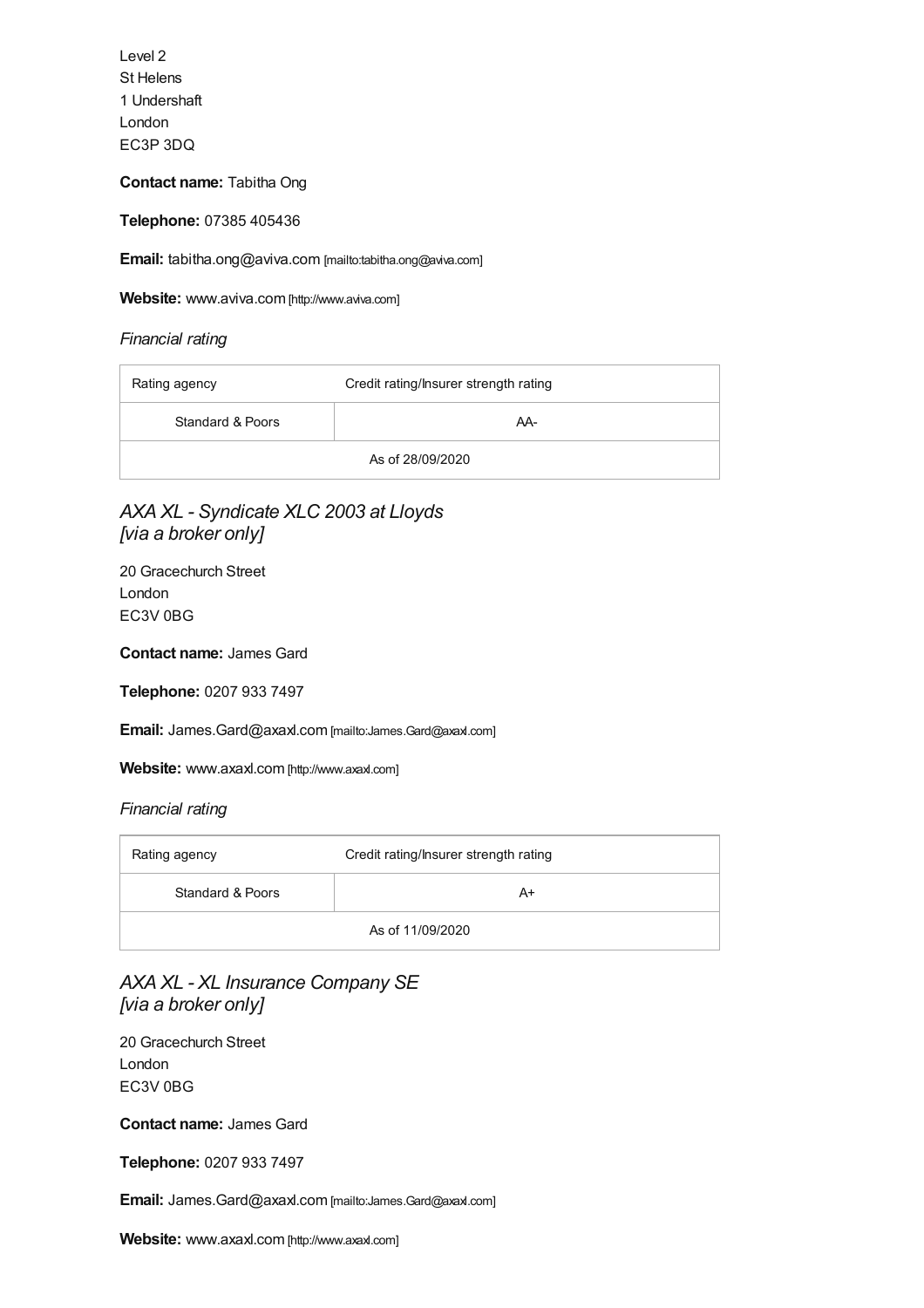Level 2
St Helens
1 Undershaft
London
EC3P 3DQ

**Contact name:** Tabitha Ong

**Telephone:** 07385 405436

**Email:** tabitha.ong@aviva.com [mailto:tabitha.ong@aviva.com]

**Website:** www.aviva.com [http://www.aviva.com]

*Financial rating*

| Rating agency | Credit rating/Insurer strength rating |
| --- | --- |
| Standard & Poors | AA- |
| As of 28/09/2020 | |

## *AXA XL - Syndicate XLC 2003 at Lloyds [via a broker only]*

20 Gracechurch Street
London
EC3V 0BG

**Contact name:** James Gard

**Telephone:** 0207 933 7497

**Email:** James.Gard@axaxl.com [mailto:James.Gard@axaxl.com]

**Website:** www.axaxl.com [http://www.axaxl.com]

*Financial rating*

| Rating agency | Credit rating/Insurer strength rating |
| --- | --- |
| Standard & Poors | A+ |
| As of 11/09/2020 | |

## *AXA XL - XL Insurance Company SE [via a broker only]*

20 Gracechurch Street
London
EC3V 0BG

**Contact name:** James Gard

**Telephone:** 0207 933 7497

**Email:** James.Gard@axaxl.com [mailto:James.Gard@axaxl.com]

**Website:** www.axaxl.com [http://www.axaxl.com]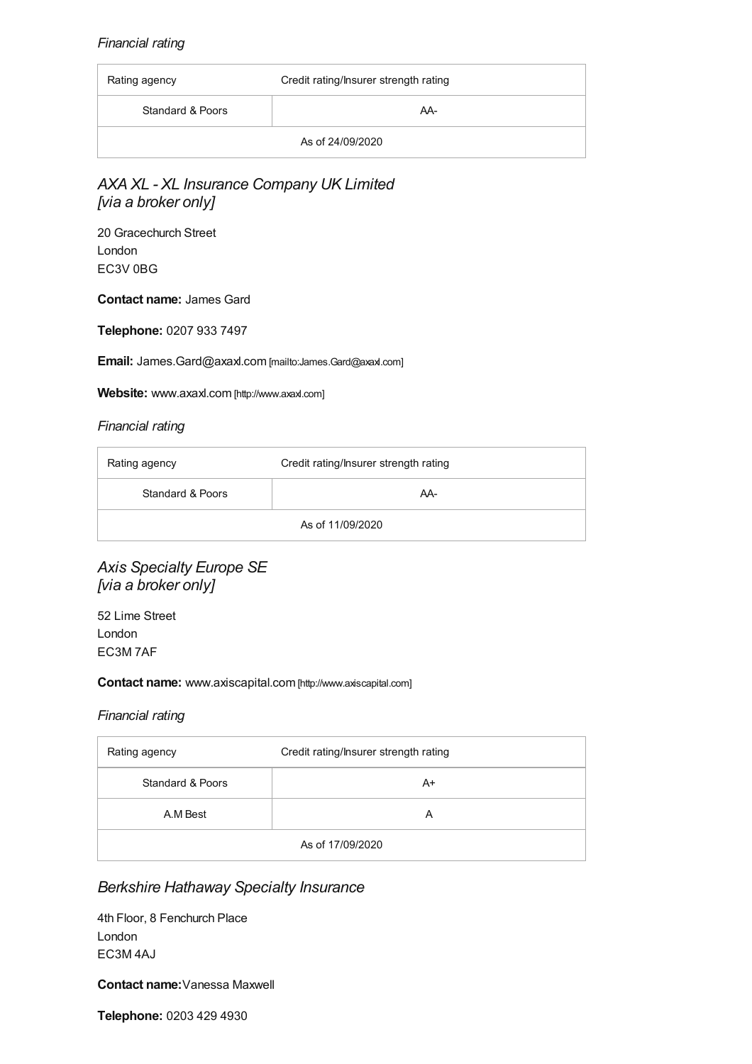*Financial rating*

| Rating agency | Credit rating/Insurer strength rating |
| --- | --- |
| Standard & Poors | AA- |
| As of 24/09/2020 | |

## *AXA XL - XL Insurance Company UK Limited [via a broker only]*

20 Gracechurch Street
London
EC3V 0BG

**Contact name:** James Gard

**Telephone:** 0207 933 7497

**Email:** James.Gard@axaxl.com [mailto:James.Gard@axaxl.com]

**Website:** www.axaxl.com [http://www.axaxl.com]

*Financial rating*

| Rating agency | Credit rating/Insurer strength rating |
| --- | --- |
| Standard & Poors | AA- |
| As of 11/09/2020 | |

## *Axis Specialty Europe SE [via a broker only]*

52 Lime Street
London
EC3M 7AF

**Contact name:** www.axiscapital.com [http://www.axiscapital.com]

*Financial rating*

| Rating agency | Credit rating/Insurer strength rating |
| --- | --- |
| Standard & Poors | A+ |
| A.M Best | A |
| As of 17/09/2020 | |

## *Berkshire Hathaway Specialty Insurance*

4th Floor, 8 Fenchurch Place
London
EC3M 4AJ

**Contact name:** Vanessa Maxwell

**Telephone:** 0203 429 4930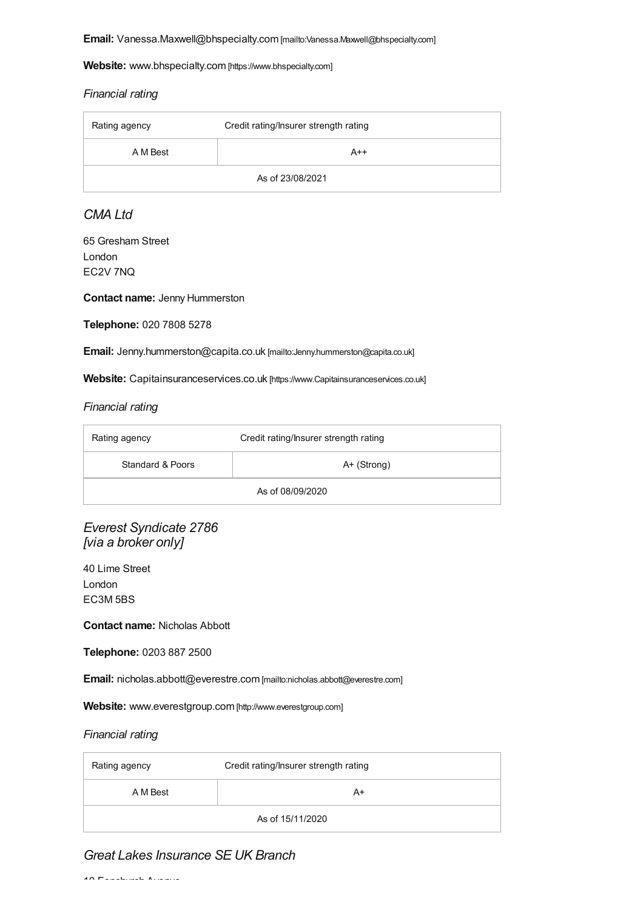**Email:** Vanessa.Maxwell@bhspecialty.com [mailto:Vanessa.Maxwell@bhspecialty.com]

**Website:** www.bhspecialty.com [https://www.bhspecialty.com]

*Financial rating*

| Rating agency | Credit rating/Insurer strength rating |
|---|---|
| A M Best | A++ |
| As of 23/08/2021 | |

### *CMA Ltd*

65 Gresham Street
London
EC2V 7NQ

**Contact name:** Jenny Hummerston

**Telephone:** 020 7808 5278

**Email:** Jenny.hummerston@capita.co.uk [mailto:Jenny.hummerston@capita.co.uk]

**Website:** Capitainsuranceservices.co.uk [https://www.Capitainsuranceservices.co.uk]

*Financial rating*

| Rating agency | Credit rating/Insurer strength rating |
|---|---|
| Standard & Poors | A+ (Strong) |
| As of 08/09/2020 | |

### *Everest Syndicate 2786 [via a broker only]*

40 Lime Street
London
EC3M 5BS

**Contact name:** Nicholas Abbott

**Telephone:** 0203 887 2500

**Email:** nicholas.abbott@everestre.com [mailto:nicholas.abbott@everestre.com]

**Website:** www.everestgroup.com [http://www.everestgroup.com]

*Financial rating*

| Rating agency | Credit rating/Insurer strength rating |
|---|---|
| A M Best | A+ |
| As of 15/11/2020 | |

### *Great Lakes Insurance SE UK Branch*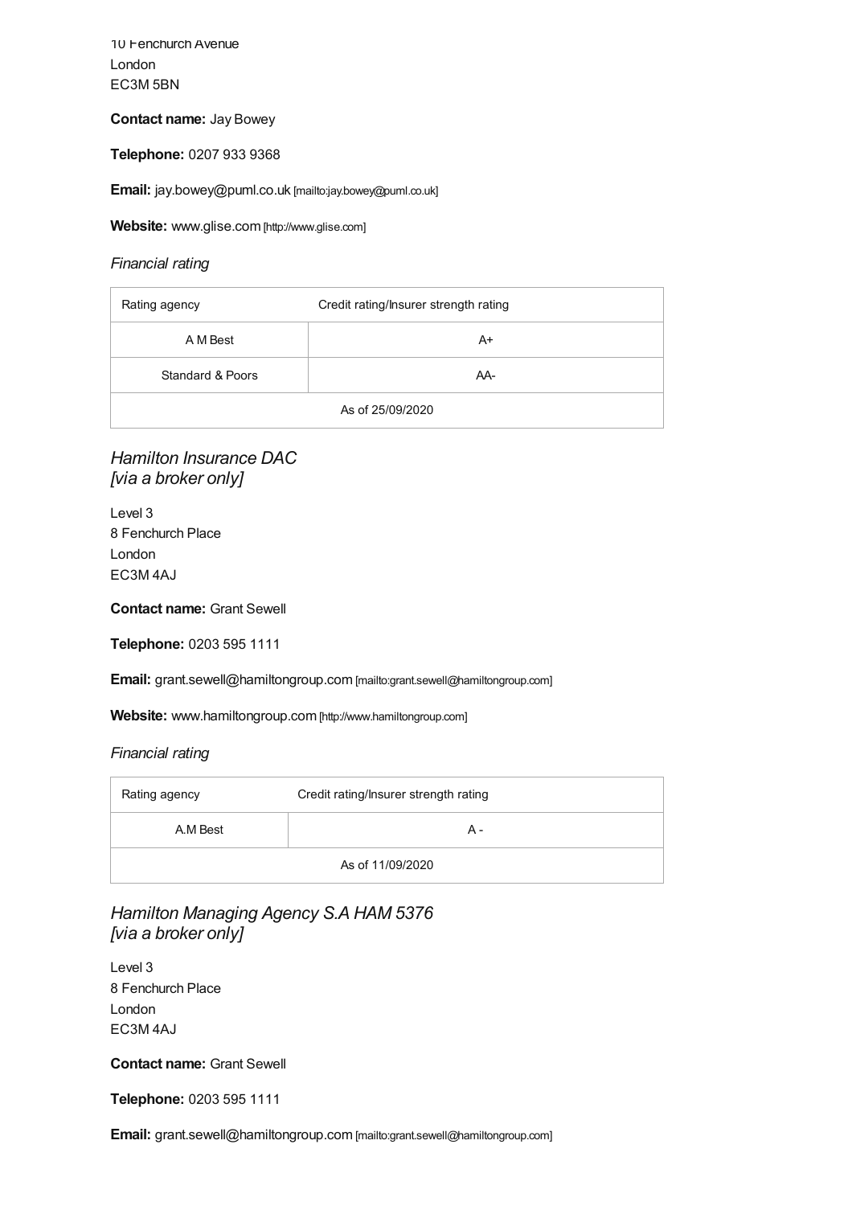10 Fenchurch Avenue
London
EC3M 5BN

**Contact name:** Jay Bowey

**Telephone:** 0207 933 9368

**Email:** jay.bowey@puml.co.uk [mailto:jay.bowey@puml.co.uk]

**Website:** www.glise.com [http://www.glise.com]

*Financial rating*

| Rating agency | Credit rating/Insurer strength rating |
|---|---|
| A M Best | A+ |
| Standard & Poors | AA- |
| As of 25/09/2020 | |

## *Hamilton Insurance DAC [via a broker only]*

Level 3
8 Fenchurch Place
London
EC3M 4AJ

**Contact name:** Grant Sewell

**Telephone:** 0203 595 1111

**Email:** grant.sewell@hamiltongroup.com [mailto:grant.sewell@hamiltongroup.com]

**Website:** www.hamiltongroup.com [http://www.hamiltongroup.com]

*Financial rating*

| Rating agency | Credit rating/Insurer strength rating |
|---|---|
| A.M Best | A - |
| As of 11/09/2020 | |

## *Hamilton Managing Agency S.A HAM 5376 [via a broker only]*

Level 3
8 Fenchurch Place
London
EC3M 4AJ

**Contact name:** Grant Sewell

**Telephone:** 0203 595 1111

**Email:** grant.sewell@hamiltongroup.com [mailto:grant.sewell@hamiltongroup.com]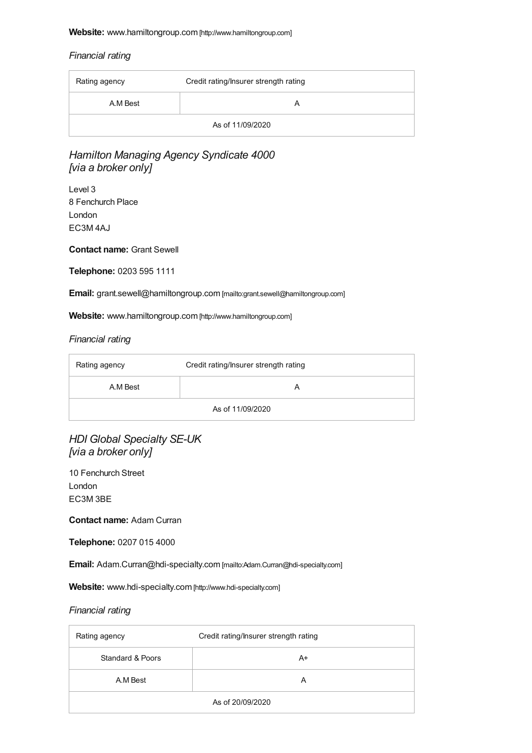**Website:** www.hamiltongroup.com [http://www.hamiltongroup.com]

*Financial rating*

| Rating agency | Credit rating/Insurer strength rating |
| --- | --- |
| A.M Best | A |
| As of 11/09/2020 | |

## *Hamilton Managing Agency Syndicate 4000 [via a broker only]*

Level 3
8 Fenchurch Place
London
EC3M 4AJ

**Contact name:** Grant Sewell

**Telephone:** 0203 595 1111

**Email:** grant.sewell@hamiltongroup.com [mailto:grant.sewell@hamiltongroup.com]

**Website:** www.hamiltongroup.com [http://www.hamiltongroup.com]

*Financial rating*

| Rating agency | Credit rating/Insurer strength rating |
| --- | --- |
| A.M Best | A |
| As of 11/09/2020 | |

## *HDI Global Specialty SE-UK [via a broker only]*

10 Fenchurch Street
London
EC3M 3BE

**Contact name:** Adam Curran

**Telephone:** 0207 015 4000

**Email:** Adam.Curran@hdi-specialty.com [mailto:Adam.Curran@hdi-specialty.com]

**Website:** www.hdi-specialty.com [http://www.hdi-specialty.com]

*Financial rating*

| Rating agency | Credit rating/Insurer strength rating |
| --- | --- |
| Standard & Poors | A+ |
| A.M Best | A |
| As of 20/09/2020 | |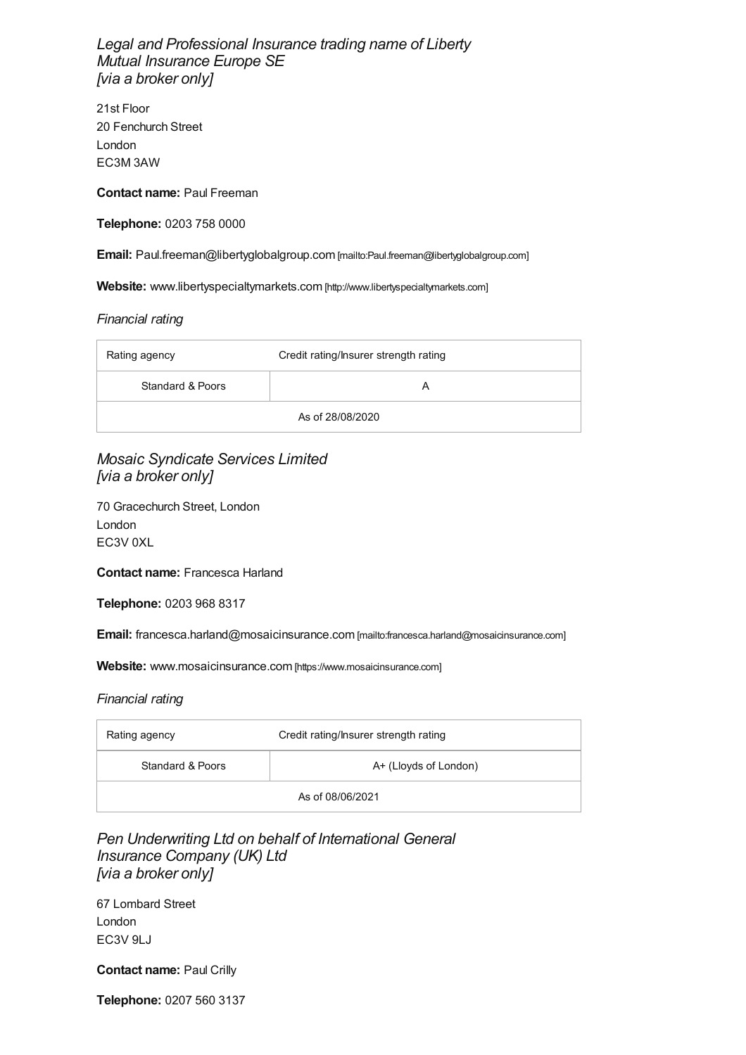### *Legal and Professional Insurance trading name of Liberty Mutual Insurance Europe SE [via a broker only]*

21st Floor
20 Fenchurch Street
London
EC3M 3AW

**Contact name:** Paul Freeman

**Telephone:** 0203 758 0000

**Email:** Paul.freeman@libertyglobalgroup.com [mailto:Paul.freeman@libertyglobalgroup.com]

**Website:** www.libertyspecialtymarkets.com [http://www.libertyspecialtymarkets.com]

*Financial rating*

| Rating agency | Credit rating/Insurer strength rating |
|---|---|
| Standard & Poors | A |
| As of 28/08/2020 | |

### *Mosaic Syndicate Services Limited [via a broker only]*

70 Gracechurch Street, London
London
EC3V 0XL

**Contact name:** Francesca Harland

**Telephone:** 0203 968 8317

**Email:** francesca.harland@mosaicinsurance.com [mailto:francesca.harland@mosaicinsurance.com]

**Website:** www.mosaicinsurance.com [https://www.mosaicinsurance.com]

*Financial rating*

| Rating agency | Credit rating/Insurer strength rating |
|---|---|
| Standard & Poors | A+ (Lloyds of London) |
| As of 08/06/2021 | |

### *Pen Underwriting Ltd on behalf of International General Insurance Company (UK) Ltd [via a broker only]*

67 Lombard Street
London
EC3V 9LJ

**Contact name:** Paul Crilly

**Telephone:** 0207 560 3137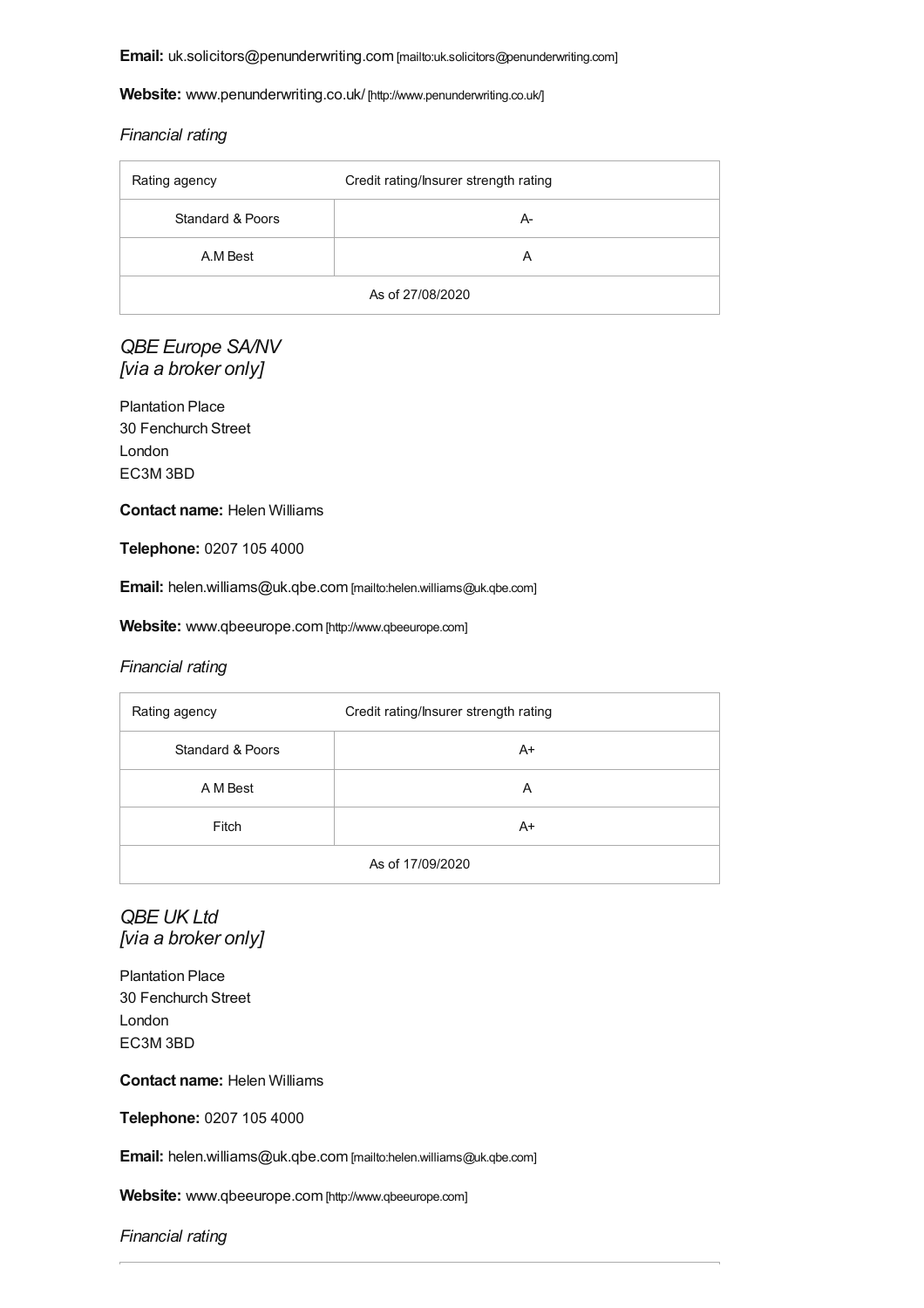**Email:** uk.solicitors@penunderwriting.com [mailto:uk.solicitors@penunderwriting.com]

**Website:** www.penunderwriting.co.uk/ [http://www.penunderwriting.co.uk/]

*Financial rating*

| Rating agency | Credit rating/Insurer strength rating |
|---|---|
| Standard & Poors | A- |
| A.M Best | A |
| As of 27/08/2020 | |

## *QBE Europe SA/NV [via a broker only]*

Plantation Place
30 Fenchurch Street
London
EC3M 3BD

**Contact name:** Helen Williams

**Telephone:** 0207 105 4000

**Email:** helen.williams@uk.qbe.com [mailto:helen.williams@uk.qbe.com]

**Website:** www.qbeeurope.com [http://www.qbeeurope.com]

*Financial rating*

| Rating agency | Credit rating/Insurer strength rating |
|---|---|
| Standard & Poors | A+ |
| A M Best | A |
| Fitch | A+ |
| As of 17/09/2020 | |

## *QBE UK Ltd [via a broker only]*

Plantation Place
30 Fenchurch Street
London
EC3M 3BD

**Contact name:** Helen Williams

**Telephone:** 0207 105 4000

**Email:** helen.williams@uk.qbe.com [mailto:helen.williams@uk.qbe.com]

**Website:** www.qbeeurope.com [http://www.qbeeurope.com]

*Financial rating*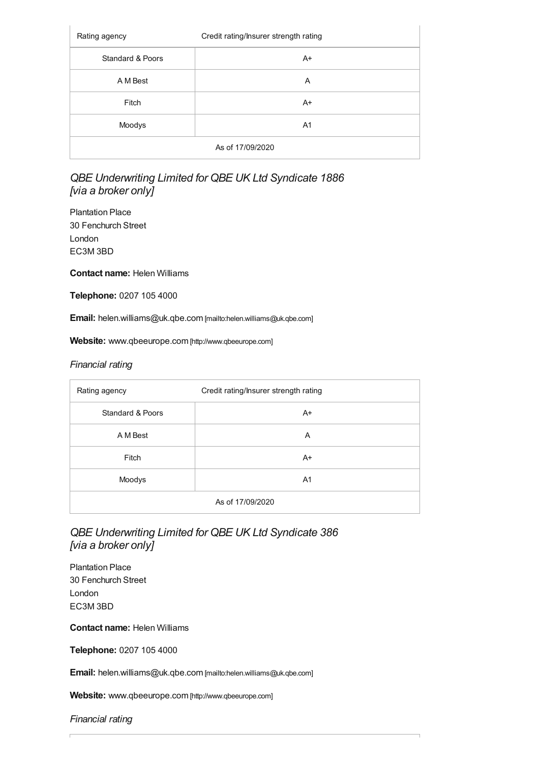| Rating agency | Credit rating/Insurer strength rating |
| --- | --- |
| Standard & Poors | A+ |
| A M Best | A |
| Fitch | A+ |
| Moodys | A1 |
| As of 17/09/2020 | |

### *QBE Underwriting Limited for QBE UK Ltd Syndicate 1886 [via a broker only]*

Plantation Place
30 Fenchurch Street
London
EC3M 3BD

**Contact name:** Helen Williams

**Telephone:** 0207 105 4000

**Email:** helen.williams@uk.qbe.com [mailto:helen.williams@uk.qbe.com]

**Website:** www.qbeeurope.com [http://www.qbeeurope.com]

*Financial rating*

| Rating agency | Credit rating/Insurer strength rating |
| --- | --- |
| Standard & Poors | A+ |
| A M Best | A |
| Fitch | A+ |
| Moodys | A1 |
| As of 17/09/2020 | |

### *QBE Underwriting Limited for QBE UK Ltd Syndicate 386 [via a broker only]*

Plantation Place
30 Fenchurch Street
London
EC3M 3BD

**Contact name:** Helen Williams

**Telephone:** 0207 105 4000

**Email:** helen.williams@uk.qbe.com [mailto:helen.williams@uk.qbe.com]

**Website:** www.qbeeurope.com [http://www.qbeeurope.com]

*Financial rating*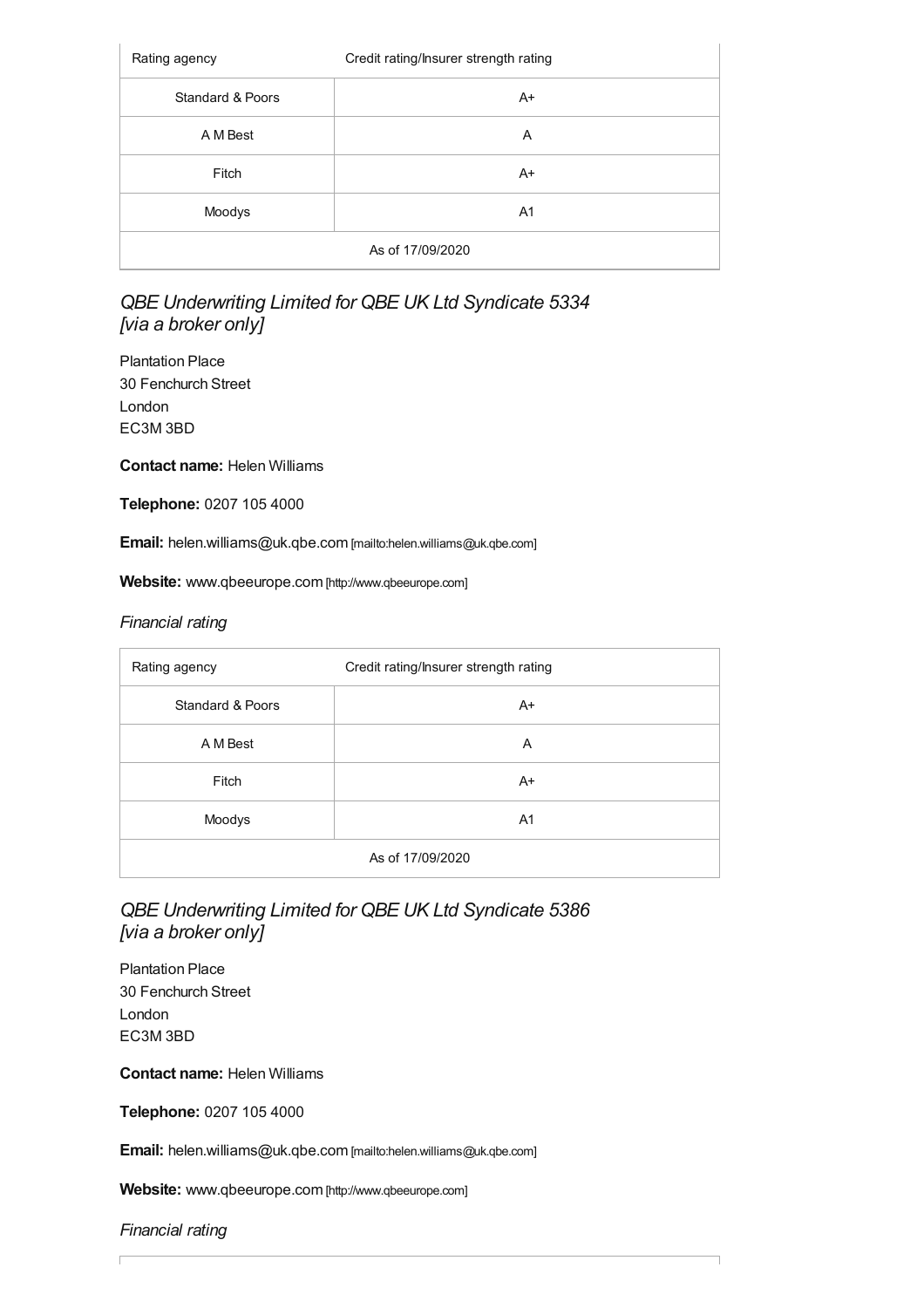| Rating agency | Credit rating/Insurer strength rating |
| --- | --- |
| Standard & Poors | A+ |
| A M Best | A |
| Fitch | A+ |
| Moodys | A1 |
| As of 17/09/2020 | |

### *QBE Underwriting Limited for QBE UK Ltd Syndicate 5334 [via a broker only]*

Plantation Place
30 Fenchurch Street
London
EC3M 3BD

**Contact name:** Helen Williams

**Telephone:** 0207 105 4000

**Email:** helen.williams@uk.qbe.com [mailto:helen.williams@uk.qbe.com]

**Website:** www.qbeeurope.com [http://www.qbeeurope.com]

*Financial rating*

| Rating agency | Credit rating/Insurer strength rating |
| --- | --- |
| Standard & Poors | A+ |
| A M Best | A |
| Fitch | A+ |
| Moodys | A1 |
| As of 17/09/2020 | |

### *QBE Underwriting Limited for QBE UK Ltd Syndicate 5386 [via a broker only]*

Plantation Place
30 Fenchurch Street
London
EC3M 3BD

**Contact name:** Helen Williams

**Telephone:** 0207 105 4000

**Email:** helen.williams@uk.qbe.com [mailto:helen.williams@uk.qbe.com]

**Website:** www.qbeeurope.com [http://www.qbeeurope.com]

*Financial rating*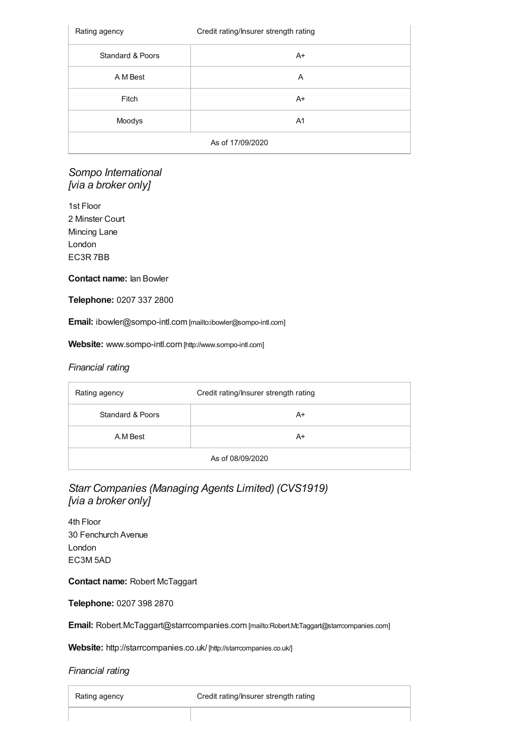| Rating agency | Credit rating/Insurer strength rating |
| --- | --- |
| Standard & Poors | A+ |
| A M Best | A |
| Fitch | A+ |
| Moodys | A1 |
| As of 17/09/2020 | |

### *Sompo International [via a broker only]*

1st Floor
2 Minster Court
Mincing Lane
London
EC3R 7BB

**Contact name:** Ian Bowler

**Telephone:** 0207 337 2800

**Email:** ibowler@sompo-intl.com [mailto:ibowler@sompo-intl.com]

**Website:** www.sompo-intl.com [http://www.sompo-intl.com]

*Financial rating*

| Rating agency | Credit rating/Insurer strength rating |
| --- | --- |
| Standard & Poors | A+ |
| A.M Best | A+ |
| As of 08/09/2020 | |

### *Starr Companies (Managing Agents Limited) (CVS1919) [via a broker only]*

4th Floor
30 Fenchurch Avenue
London
EC3M 5AD

**Contact name:** Robert McTaggart

**Telephone:** 0207 398 2870

**Email:** Robert.McTaggart@starrcompanies.com [mailto:Robert.McTaggart@starrcompanies.com]

**Website:** http://starrcompanies.co.uk/ [http://starrcompanies.co.uk/]

*Financial rating*

| Rating agency | Credit rating/Insurer strength rating |
| --- | --- |
| | |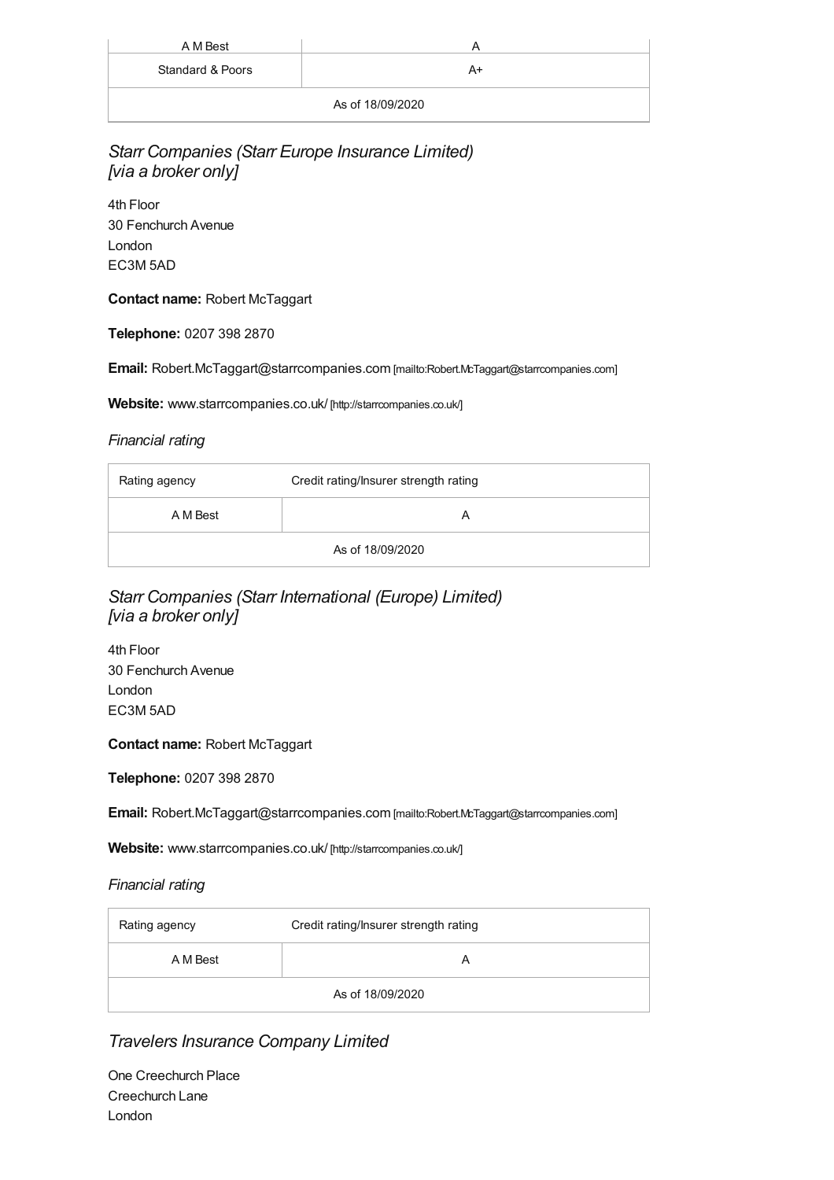| A M Best | A |
| --- | --- |
| Standard & Poors | A+ |
| As of 18/09/2020 | |

### *Starr Companies (Starr Europe Insurance Limited) [via a broker only]*

4th Floor
30 Fenchurch Avenue
London
EC3M 5AD

**Contact name:** Robert McTaggart

**Telephone:** 0207 398 2870

**Email:** Robert.McTaggart@starrcompanies.com [mailto:Robert.McTaggart@starrcompanies.com]

**Website:** www.starrcompanies.co.uk/ [http://starrcompanies.co.uk/]

*Financial rating*

| Rating agency | Credit rating/Insurer strength rating |
| --- | --- |
| A M Best | A |
| As of 18/09/2020 | |

### *Starr Companies (Starr International (Europe) Limited) [via a broker only]*

4th Floor
30 Fenchurch Avenue
London
EC3M 5AD

**Contact name:** Robert McTaggart

**Telephone:** 0207 398 2870

**Email:** Robert.McTaggart@starrcompanies.com [mailto:Robert.McTaggart@starrcompanies.com]

**Website:** www.starrcompanies.co.uk/ [http://starrcompanies.co.uk/]

*Financial rating*

| Rating agency | Credit rating/Insurer strength rating |
| --- | --- |
| A M Best | A |
| As of 18/09/2020 | |

### *Travelers Insurance Company Limited*

One Creechurch Place
Creechurch Lane
London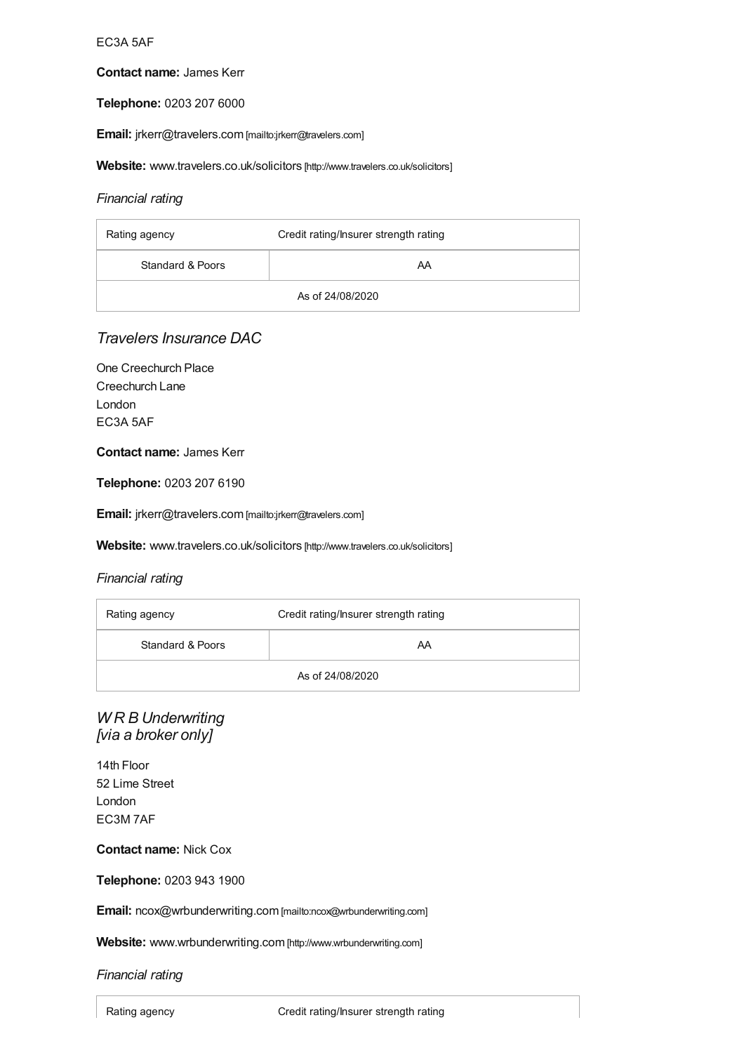EC3A 5AF

**Contact name:** James Kerr

**Telephone:** 0203 207 6000

**Email:** jrkerr@travelers.com [mailto:jrkerr@travelers.com]

**Website:** www.travelers.co.uk/solicitors [http://www.travelers.co.uk/solicitors]

*Financial rating*

| Rating agency | Credit rating/Insurer strength rating |
|---|---|
| Standard & Poors | AA |
| As of 24/08/2020 | |

## *Travelers Insurance DAC*

One Creechurch Place
Creechurch Lane
London
EC3A 5AF

**Contact name:** James Kerr

**Telephone:** 0203 207 6190

**Email:** jrkerr@travelers.com [mailto:jrkerr@travelers.com]

**Website:** www.travelers.co.uk/solicitors [http://www.travelers.co.uk/solicitors]

*Financial rating*

| Rating agency | Credit rating/Insurer strength rating |
|---|---|
| Standard & Poors | AA |
| As of 24/08/2020 | |

## *W R B Underwriting [via a broker only]*

14th Floor
52 Lime Street
London
EC3M 7AF

**Contact name:** Nick Cox

**Telephone:** 0203 943 1900

**Email:** ncox@wrbunderwriting.com [mailto:ncox@wrbunderwriting.com]

**Website:** www.wrbunderwriting.com [http://www.wrbunderwriting.com]

*Financial rating*

| Rating agency | Credit rating/Insurer strength rating |
|---|---|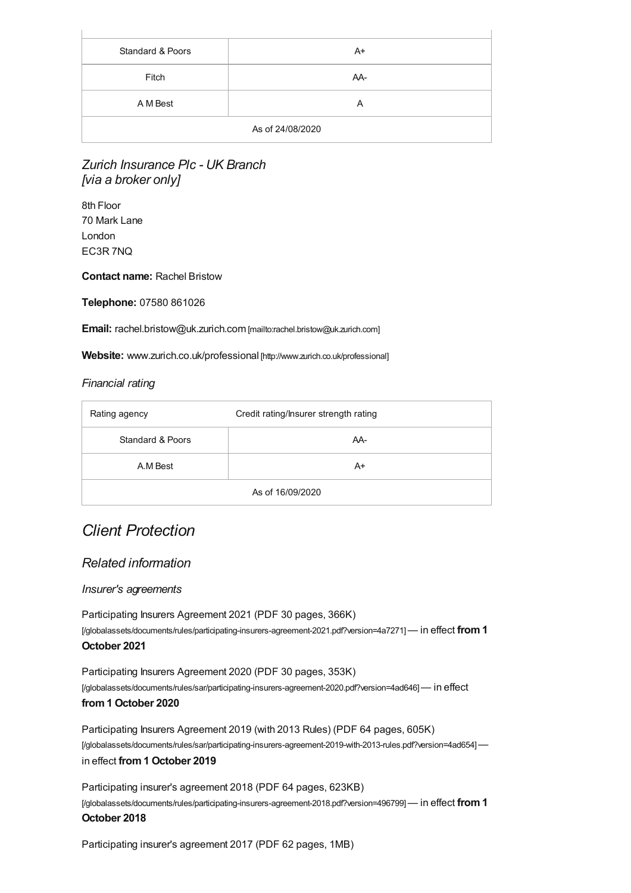| | |
|---|---|
| Standard & Poors | A+ |
| Fitch | AA- |
| A M Best | A |
| As of 24/08/2020 | |

### *Zurich Insurance Plc - UK Branch [via a broker only]*

8th Floor
70 Mark Lane
London
EC3R 7NQ

**Contact name:** Rachel Bristow

**Telephone:** 07580 861026

**Email:** rachel.bristow@uk.zurich.com [mailto:rachel.bristow@uk.zurich.com]

**Website:** www.zurich.co.uk/professional [http://www.zurich.co.uk/professional]

*Financial rating*

| Rating agency | Credit rating/Insurer strength rating |
|---|---|
| Standard & Poors | AA- |
| A.M Best | A+ |
| As of 16/09/2020 | |

# *Client Protection*

## *Related information*

*Insurer's agreements*

Participating Insurers Agreement 2021 (PDF 30 pages, 366K) [/globalassets/documents/rules/participating-insurers-agreement-2021.pdf?version=4a7271] — in effect **from 1 October 2021**

Participating Insurers Agreement 2020 (PDF 30 pages, 353K) [/globalassets/documents/rules/sar/participating-insurers-agreement-2020.pdf?version=4ad646] — in effect **from 1 October 2020**

Participating Insurers Agreement 2019 (with 2013 Rules) (PDF 64 pages, 605K) [/globalassets/documents/rules/sar/participating-insurers-agreement-2019-with-2013-rules.pdf?version=4ad654] — in effect **from 1 October 2019**

Participating insurer's agreement 2018 (PDF 64 pages, 623KB) [/globalassets/documents/rules/participating-insurers-agreement-2018.pdf?version=496799] — in effect **from 1 October 2018**

Participating insurer's agreement 2017 (PDF 62 pages, 1MB)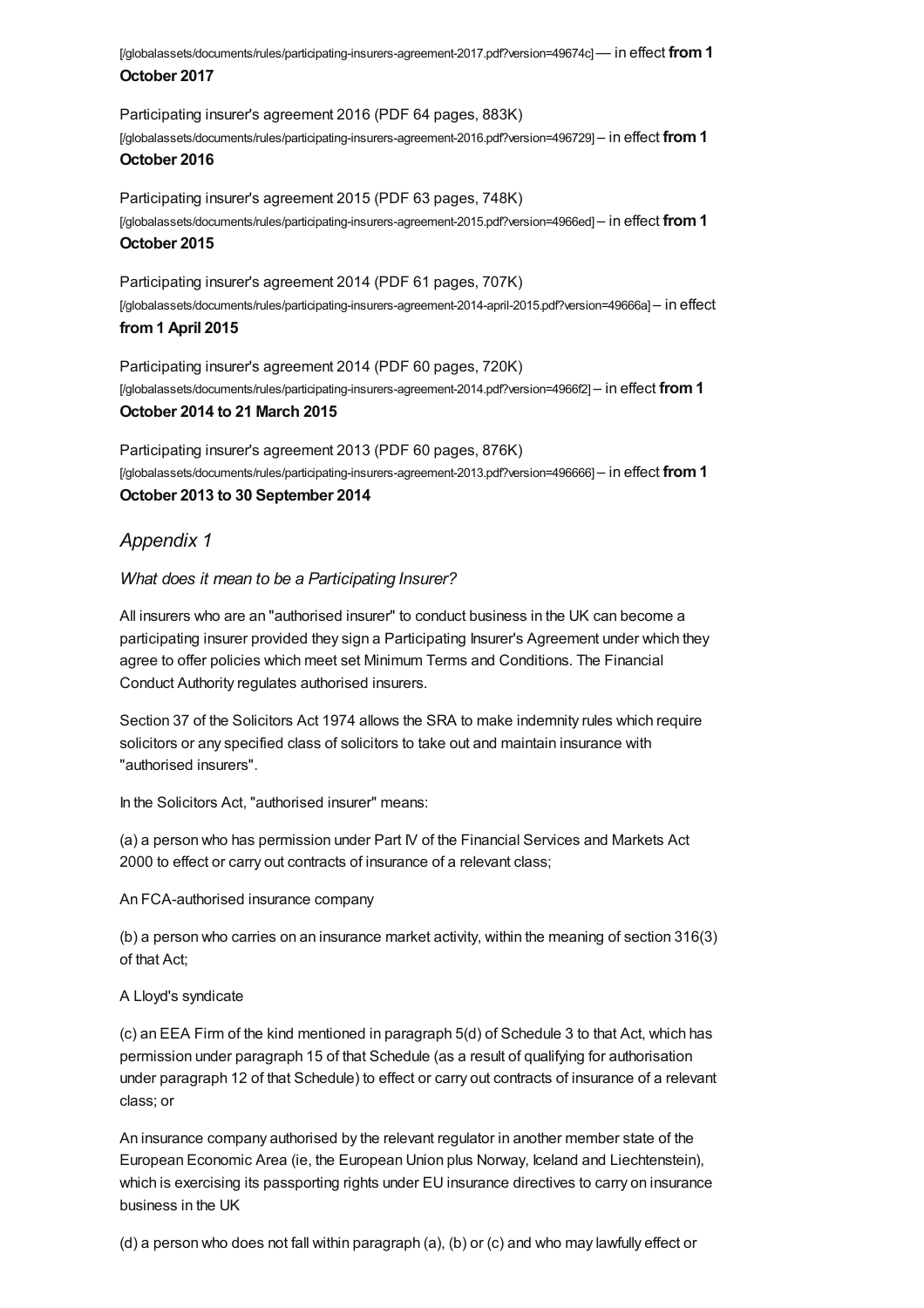[/globalassets/documents/rules/participating-insurers-agreement-2017.pdf?version=49674c] — in effect **from 1 October 2017**

Participating insurer's agreement 2016 (PDF 64 pages, 883K) [/globalassets/documents/rules/participating-insurers-agreement-2016.pdf?version=496729] – in effect **from 1 October 2016**

Participating insurer's agreement 2015 (PDF 63 pages, 748K) [/globalassets/documents/rules/participating-insurers-agreement-2015.pdf?version=4966ed] – in effect **from 1 October 2015**

Participating insurer's agreement 2014 (PDF 61 pages, 707K) [/globalassets/documents/rules/participating-insurers-agreement-2014-april-2015.pdf?version=49666a] – in effect **from 1 April 2015**

Participating insurer's agreement 2014 (PDF 60 pages, 720K) [/globalassets/documents/rules/participating-insurers-agreement-2014.pdf?version=4966f2] – in effect **from 1 October 2014 to 21 March 2015**

Participating insurer's agreement 2013 (PDF 60 pages, 876K) [/globalassets/documents/rules/participating-insurers-agreement-2013.pdf?version=496666] – in effect **from 1 October 2013 to 30 September 2014**

## *Appendix 1*

*What does it mean to be a Participating Insurer?*

All insurers who are an "authorised insurer" to conduct business in the UK can become a participating insurer provided they sign a Participating Insurer's Agreement under which they agree to offer policies which meet set Minimum Terms and Conditions. The Financial Conduct Authority regulates authorised insurers.

Section 37 of the Solicitors Act 1974 allows the SRA to make indemnity rules which require solicitors or any specified class of solicitors to take out and maintain insurance with "authorised insurers".

In the Solicitors Act, "authorised insurer" means:

(a) a person who has permission under Part IV of the Financial Services and Markets Act 2000 to effect or carry out contracts of insurance of a relevant class;

An FCA-authorised insurance company

(b) a person who carries on an insurance market activity, within the meaning of section 316(3) of that Act;

A Lloyd's syndicate

(c) an EEA Firm of the kind mentioned in paragraph 5(d) of Schedule 3 to that Act, which has permission under paragraph 15 of that Schedule (as a result of qualifying for authorisation under paragraph 12 of that Schedule) to effect or carry out contracts of insurance of a relevant class; or

An insurance company authorised by the relevant regulator in another member state of the European Economic Area (ie, the European Union plus Norway, Iceland and Liechtenstein), which is exercising its passporting rights under EU insurance directives to carry on insurance business in the UK

(d) a person who does not fall within paragraph (a), (b) or (c) and who may lawfully effect or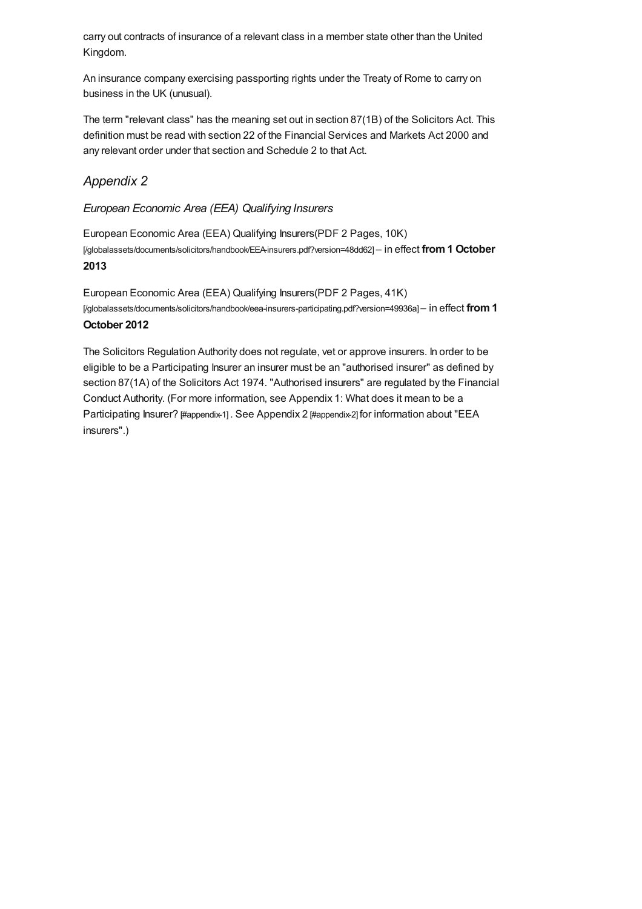carry out contracts of insurance of a relevant class in a member state other than the United Kingdom.

An insurance company exercising passporting rights under the Treaty of Rome to carry on business in the UK (unusual).

The term "relevant class" has the meaning set out in section 87(1B) of the Solicitors Act. This definition must be read with section 22 of the Financial Services and Markets Act 2000 and any relevant order under that section and Schedule 2 to that Act.

## *Appendix 2*

### *European Economic Area (EEA) Qualifying Insurers*

European Economic Area (EEA) Qualifying Insurers(PDF 2 Pages, 10K) [/globalassets/documents/solicitors/handbook/EEA-insurers.pdf?version=48dd62] – in effect **from 1 October 2013**

European Economic Area (EEA) Qualifying Insurers(PDF 2 Pages, 41K) [/globalassets/documents/solicitors/handbook/eea-insurers-participating.pdf?version=49936a] – in effect **from 1 October 2012**

The Solicitors Regulation Authority does not regulate, vet or approve insurers. In order to be eligible to be a Participating Insurer an insurer must be an "authorised insurer" as defined by section 87(1A) of the Solicitors Act 1974. "Authorised insurers" are regulated by the Financial Conduct Authority. (For more information, see Appendix 1: What does it mean to be a Participating Insurer? [#appendix-1] . See Appendix 2 [#appendix-2] for information about "EEA insurers".)